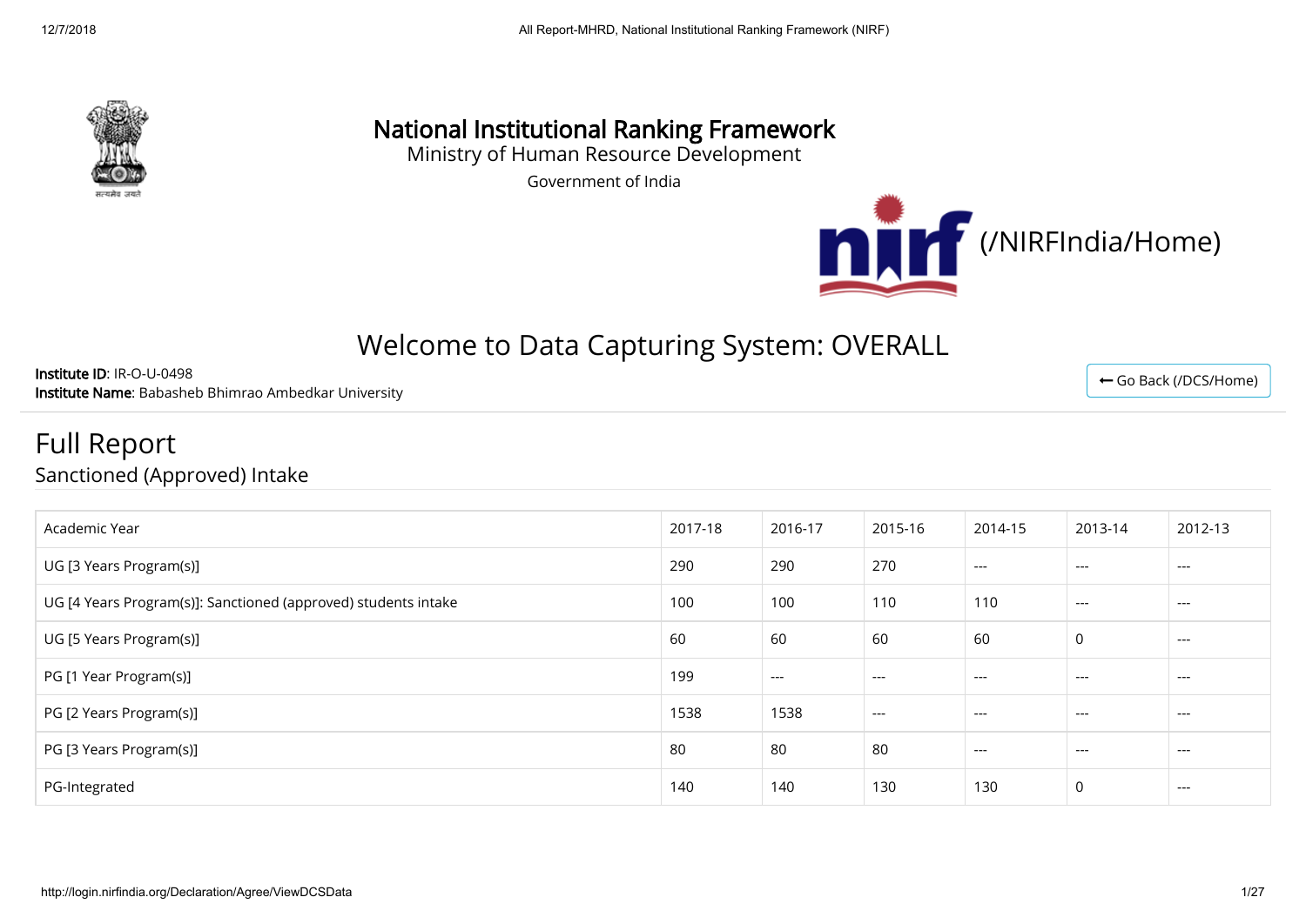# National Institutional Ranking Framework

Ministry of Human Resource Development

Government of India

(/NIRFIndia/Home)

## Welcome to Data Capturing System: OVERALL

**Institute ID**: IR-O-U-0498
**Institute Name**: Babasheb Bhimrao Ambedkar University

← Go Back (/DCS/Home)

## Full Report

### Sanctioned (Approved) Intake

| Academic Year | 2017-18 | 2016-17 | 2015-16 | 2014-15 | 2013-14 | 2012-13 |
|---|---|---|---|---|---|---|
| UG [3 Years Program(s)] | 290 | 290 | 270 | --- | --- | --- |
| UG [4 Years Program(s)]: Sanctioned (approved) students intake | 100 | 100 | 110 | 110 | --- | --- |
| UG [5 Years Program(s)] | 60 | 60 | 60 | 60 | 0 | --- |
| PG [1 Year Program(s)] | 199 | --- | --- | --- | --- | --- |
| PG [2 Years Program(s)] | 1538 | 1538 | --- | --- | --- | --- |
| PG [3 Years Program(s)] | 80 | 80 | 80 | --- | --- | --- |
| PG-Integrated | 140 | 140 | 130 | 130 | 0 | --- |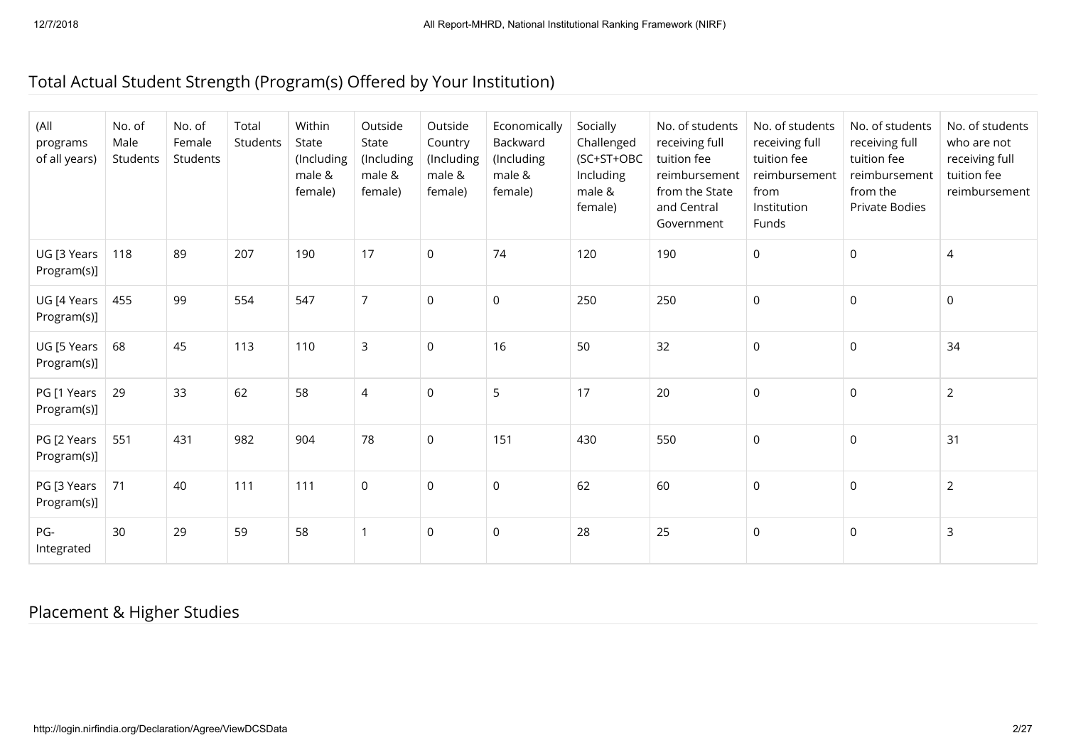## Total Actual Student Strength (Program(s) Offered by Your Institution)

| (All programs of all years) | No. of Male Students | No. of Female Students | Total Students | Within State (Including male & female) | Outside State (Including male & female) | Outside Country (Including male & female) | Economically Backward (Including male & female) | Socially Challenged (SC+ST+OBC Including male & female) | No. of students receiving full tuition fee reimbursement from the State and Central Government | No. of students receiving full tuition fee reimbursement from Institution Funds | No. of students receiving full tuition fee reimbursement from the Private Bodies | No. of students who are not receiving full tuition fee reimbursement |
|---|---|---|---|---|---|---|---|---|---|---|---|---|
| UG [3 Years Program(s)] | 118 | 89 | 207 | 190 | 17 | 0 | 74 | 120 | 190 | 0 | 0 | 4 |
| UG [4 Years Program(s)] | 455 | 99 | 554 | 547 | 7 | 0 | 0 | 250 | 250 | 0 | 0 | 0 |
| UG [5 Years Program(s)] | 68 | 45 | 113 | 110 | 3 | 0 | 16 | 50 | 32 | 0 | 0 | 34 |
| PG [1 Years Program(s)] | 29 | 33 | 62 | 58 | 4 | 0 | 5 | 17 | 20 | 0 | 0 | 2 |
| PG [2 Years Program(s)] | 551 | 431 | 982 | 904 | 78 | 0 | 151 | 430 | 550 | 0 | 0 | 31 |
| PG [3 Years Program(s)] | 71 | 40 | 111 | 111 | 0 | 0 | 0 | 62 | 60 | 0 | 0 | 2 |
| PG-Integrated | 30 | 29 | 59 | 58 | 1 | 0 | 0 | 28 | 25 | 0 | 0 | 3 |

## Placement & Higher Studies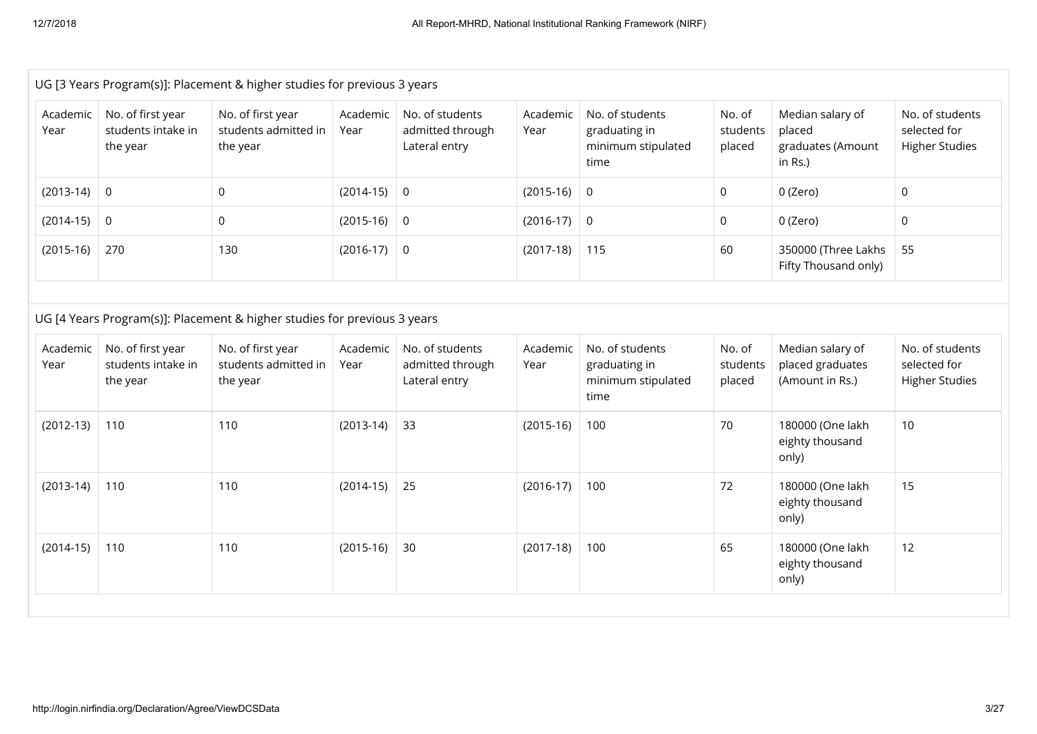UG [3 Years Program(s)]: Placement & higher studies for previous 3 years

| Academic Year | No. of first year students intake in the year | No. of first year students admitted in the year | Academic Year | No. of students admitted through Lateral entry | Academic Year | No. of students graduating in minimum stipulated time | No. of students placed | Median salary of placed graduates (Amount in Rs.) | No. of students selected for Higher Studies |
|---|---|---|---|---|---|---|---|---|---|
| (2013-14) | 0 | 0 | (2014-15) | 0 | (2015-16) | 0 | 0 | 0 (Zero) | 0 |
| (2014-15) | 0 | 0 | (2015-16) | 0 | (2016-17) | 0 | 0 | 0 (Zero) | 0 |
| (2015-16) | 270 | 130 | (2016-17) | 0 | (2017-18) | 115 | 60 | 350000 (Three Lakhs Fifty Thousand only) | 55 |

UG [4 Years Program(s)]: Placement & higher studies for previous 3 years

| Academic Year | No. of first year students intake in the year | No. of first year students admitted in the year | Academic Year | No. of students admitted through Lateral entry | Academic Year | No. of students graduating in minimum stipulated time | No. of students placed | Median salary of placed graduates (Amount in Rs.) | No. of students selected for Higher Studies |
|---|---|---|---|---|---|---|---|---|---|
| (2012-13) | 110 | 110 | (2013-14) | 33 | (2015-16) | 100 | 70 | 180000 (One lakh eighty thousand only) | 10 |
| (2013-14) | 110 | 110 | (2014-15) | 25 | (2016-17) | 100 | 72 | 180000 (One lakh eighty thousand only) | 15 |
| (2014-15) | 110 | 110 | (2015-16) | 30 | (2017-18) | 100 | 65 | 180000 (One lakh eighty thousand only) | 12 |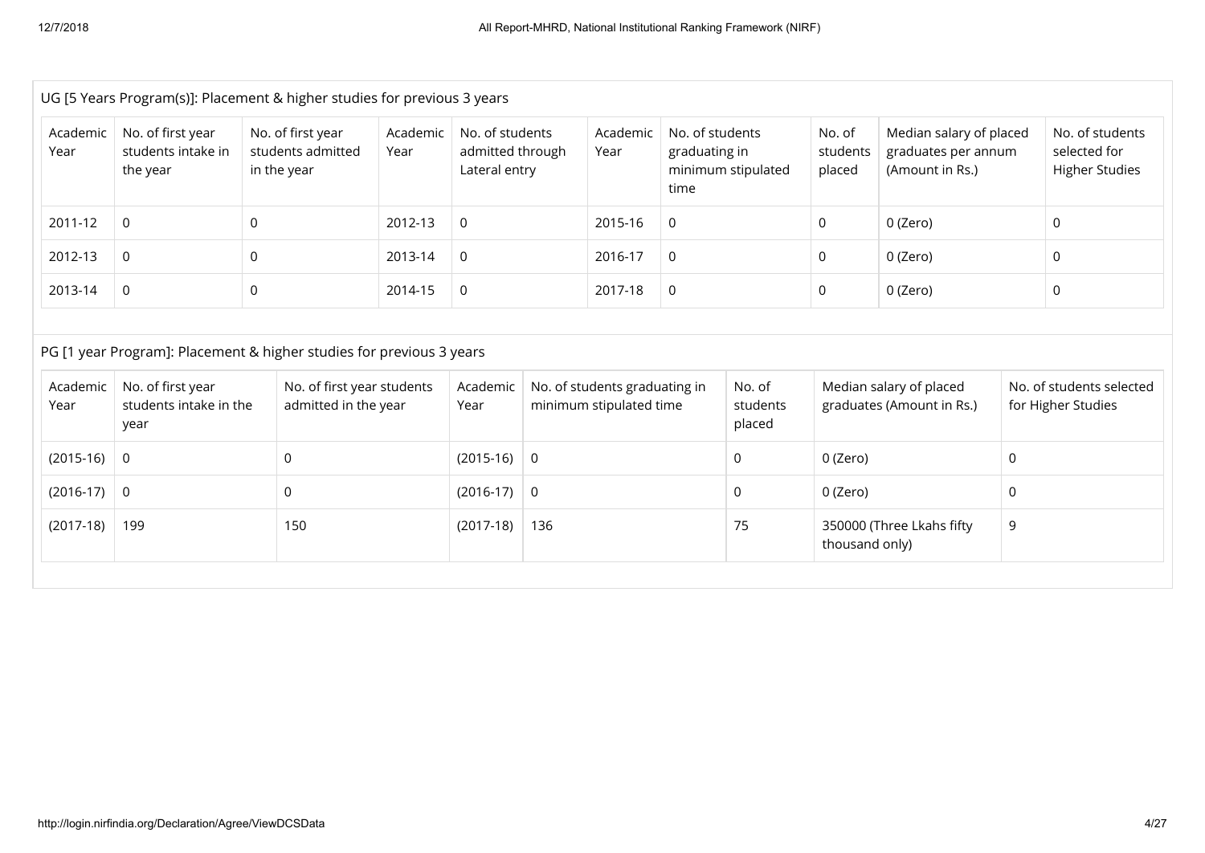UG [5 Years Program(s)]: Placement & higher studies for previous 3 years

| Academic Year | No. of first year students intake in the year | No. of first year students admitted in the year | Academic Year | No. of students admitted through Lateral entry | Academic Year | No. of students graduating in minimum stipulated time | No. of students placed | Median salary of placed graduates per annum (Amount in Rs.) | No. of students selected for Higher Studies |
|---|---|---|---|---|---|---|---|---|---|
| 2011-12 | 0 | 0 | 2012-13 | 0 | 2015-16 | 0 | 0 | 0 (Zero) | 0 |
| 2012-13 | 0 | 0 | 2013-14 | 0 | 2016-17 | 0 | 0 | 0 (Zero) | 0 |
| 2013-14 | 0 | 0 | 2014-15 | 0 | 2017-18 | 0 | 0 | 0 (Zero) | 0 |

PG [1 year Program]: Placement & higher studies for previous 3 years

| Academic Year | No. of first year students intake in the year | No. of first year students admitted in the year | Academic Year | No. of students graduating in minimum stipulated time | No. of students placed | Median salary of placed graduates (Amount in Rs.) | No. of students selected for Higher Studies |
|---|---|---|---|---|---|---|---|
| (2015-16) | 0 | 0 | (2015-16) | 0 | 0 | 0 (Zero) | 0 |
| (2016-17) | 0 | 0 | (2016-17) | 0 | 0 | 0 (Zero) | 0 |
| (2017-18) | 199 | 150 | (2017-18) | 136 | 75 | 350000 (Three Lkahs fifty thousand only) | 9 |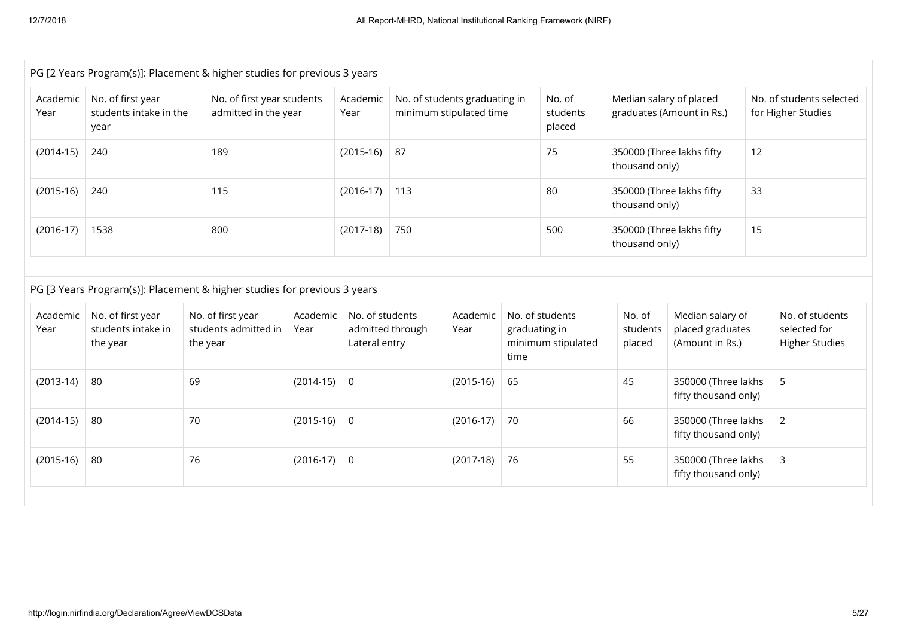PG [2 Years Program(s)]: Placement & higher studies for previous 3 years

| Academic Year | No. of first year students intake in the year | No. of first year students admitted in the year | Academic Year | No. of students graduating in minimum stipulated time | No. of students placed | Median salary of placed graduates (Amount in Rs.) | No. of students selected for Higher Studies |
|---|---|---|---|---|---|---|---|
| (2014-15) | 240 | 189 | (2015-16) | 87 | 75 | 350000 (Three lakhs fifty thousand only) | 12 |
| (2015-16) | 240 | 115 | (2016-17) | 113 | 80 | 350000 (Three lakhs fifty thousand only) | 33 |
| (2016-17) | 1538 | 800 | (2017-18) | 750 | 500 | 350000 (Three lakhs fifty thousand only) | 15 |

PG [3 Years Program(s)]: Placement & higher studies for previous 3 years

| Academic Year | No. of first year students intake in the year | No. of first year students admitted in the year | Academic Year | No. of students admitted through Lateral entry | Academic Year | No. of students graduating in minimum stipulated time | No. of students placed | Median salary of placed graduates (Amount in Rs.) | No. of students selected for Higher Studies |
|---|---|---|---|---|---|---|---|---|---|
| (2013-14) | 80 | 69 | (2014-15) | 0 | (2015-16) | 65 | 45 | 350000 (Three lakhs fifty thousand only) | 5 |
| (2014-15) | 80 | 70 | (2015-16) | 0 | (2016-17) | 70 | 66 | 350000 (Three lakhs fifty thousand only) | 2 |
| (2015-16) | 80 | 76 | (2016-17) | 0 | (2017-18) | 76 | 55 | 350000 (Three lakhs fifty thousand only) | 3 |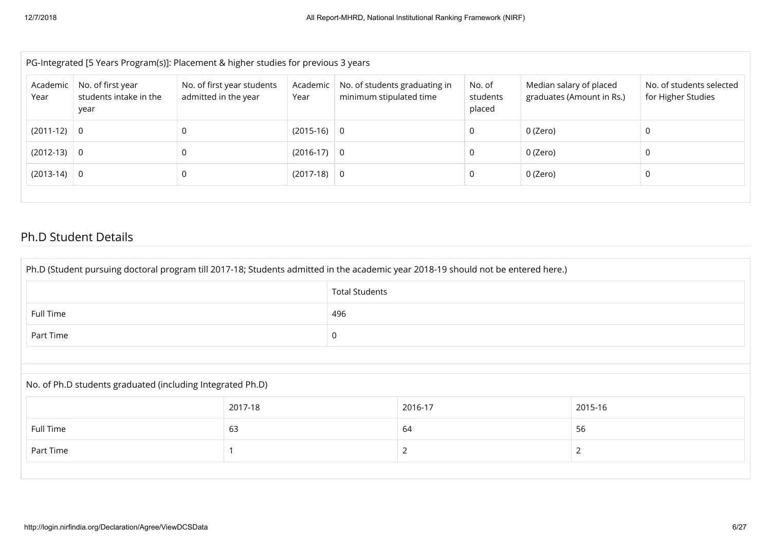PG-Integrated [5 Years Program(s)]: Placement & higher studies for previous 3 years

| Academic Year | No. of first year students intake in the year | No. of first year students admitted in the year | Academic Year | No. of students graduating in minimum stipulated time | No. of students placed | Median salary of placed graduates (Amount in Rs.) | No. of students selected for Higher Studies |
|---|---|---|---|---|---|---|---|
| (2011-12) | 0 | 0 | (2015-16) | 0 | 0 | 0 (Zero) | 0 |
| (2012-13) | 0 | 0 | (2016-17) | 0 | 0 | 0 (Zero) | 0 |
| (2013-14) | 0 | 0 | (2017-18) | 0 | 0 | 0 (Zero) | 0 |

## Ph.D Student Details

Ph.D (Student pursuing doctoral program till 2017-18; Students admitted in the academic year 2018-19 should not be entered here.)

| | Total Students |
|---|---|
| Full Time | 496 |
| Part Time | 0 |

No. of Ph.D students graduated (including Integrated Ph.D)

| | 2017-18 | 2016-17 | 2015-16 |
|---|---|---|---|
| Full Time | 63 | 64 | 56 |
| Part Time | 1 | 2 | 2 |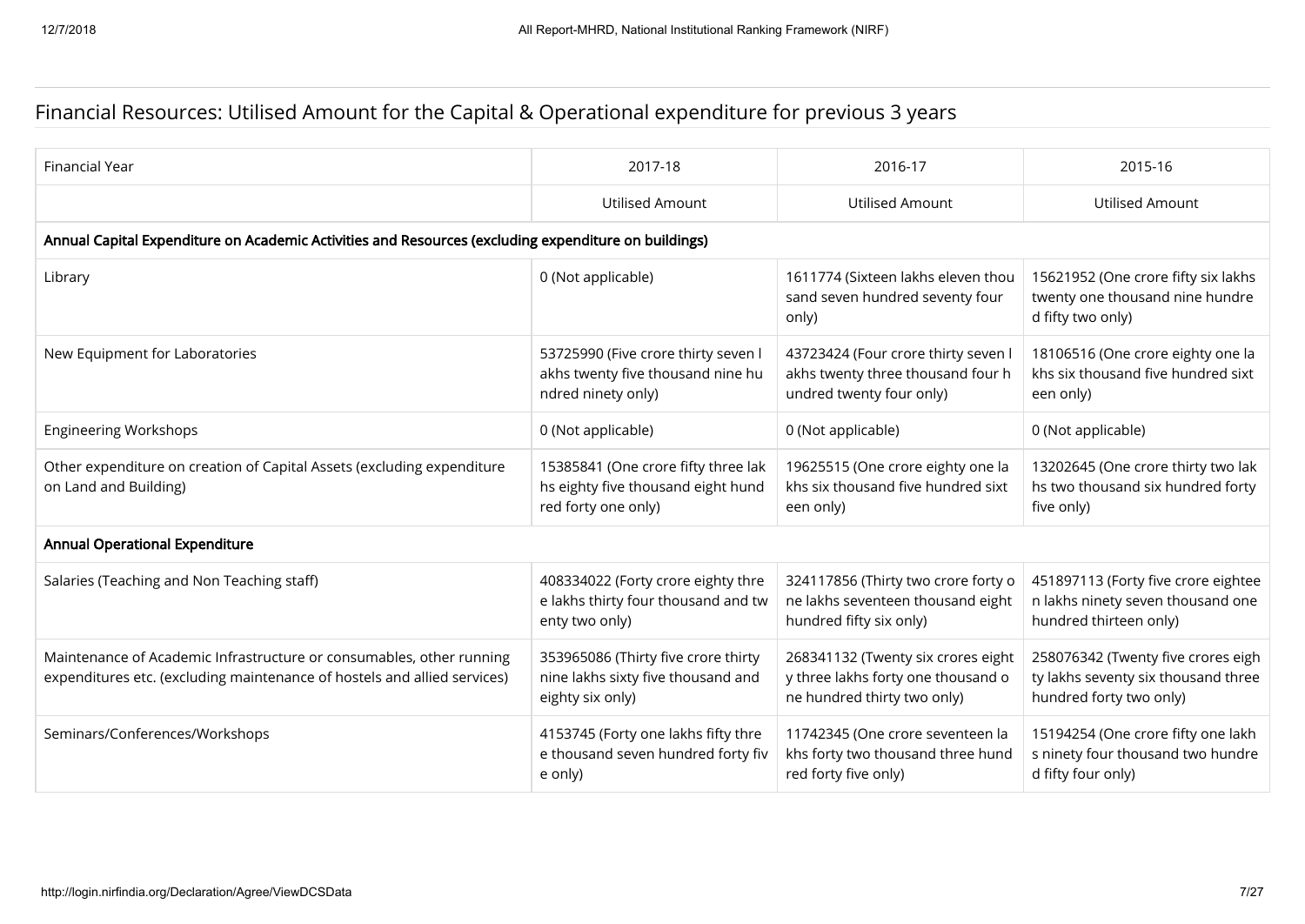## Financial Resources: Utilised Amount for the Capital & Operational expenditure for previous 3 years

| Financial Year | 2017-18 | 2016-17 | 2015-16 |
|---|---|---|---|
| | Utilised Amount | Utilised Amount | Utilised Amount |
| **Annual Capital Expenditure on Academic Activities and Resources (excluding expenditure on buildings)** | | | |
| Library | 0 (Not applicable) | 1611774 (Sixteen lakhs eleven thousand seven hundred seventy four only) | 15621952 (One crore fifty six lakhs twenty one thousand nine hundred fifty two only) |
| New Equipment for Laboratories | 53725990 (Five crore thirty seven lakhs twenty five thousand nine hundred ninety only) | 43723424 (Four crore thirty seven lakhs twenty three thousand four hundred twenty four only) | 18106516 (One crore eighty one lakhs six thousand five hundred sixteen only) |
| Engineering Workshops | 0 (Not applicable) | 0 (Not applicable) | 0 (Not applicable) |
| Other expenditure on creation of Capital Assets (excluding expenditure on Land and Building) | 15385841 (One crore fifty three lakhs eighty five thousand eight hundred forty one only) | 19625515 (One crore eighty one lakhs six thousand five hundred sixteen only) | 13202645 (One crore thirty two lakhs two thousand six hundred forty five only) |
| **Annual Operational Expenditure** | | | |
| Salaries (Teaching and Non Teaching staff) | 408334022 (Forty crore eighty three lakhs thirty four thousand and twenty two only) | 324117856 (Thirty two crore forty one lakhs seventeen thousand eight hundred fifty six only) | 451897113 (Forty five crore eighteen lakhs ninety seven thousand one hundred thirteen only) |
| Maintenance of Academic Infrastructure or consumables, other running expenditures etc. (excluding maintenance of hostels and allied services) | 353965086 (Thirty five crore thirty nine lakhs sixty five thousand and eighty six only) | 268341132 (Twenty six crores eighty three lakhs forty one thousand one hundred thirty two only) | 258076342 (Twenty five crores eighty lakhs seventy six thousand three hundred forty two only) |
| Seminars/Conferences/Workshops | 4153745 (Forty one lakhs fifty three thousand seven hundred forty five only) | 11742345 (One crore seventeen lakhs forty two thousand three hundred forty five only) | 15194254 (One crore fifty one lakhs ninety four thousand two hundred fifty four only) |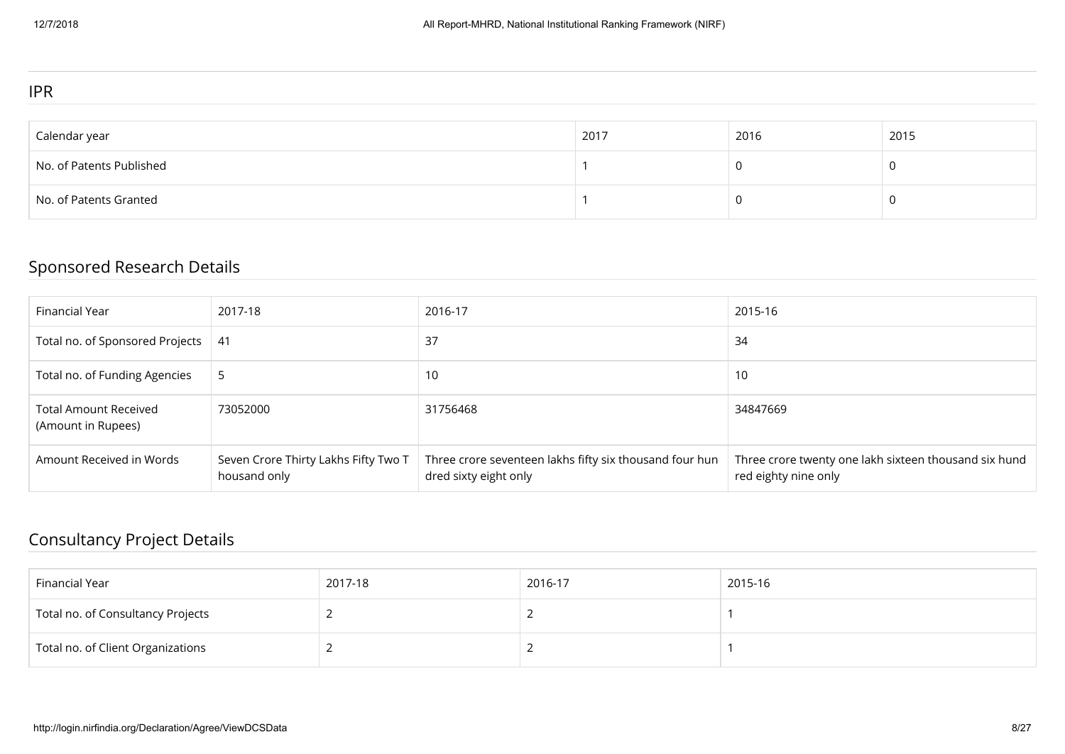## IPR

| Calendar year | 2017 | 2016 | 2015 |
| --- | --- | --- | --- |
| No. of Patents Published | 1 | 0 | 0 |
| No. of Patents Granted | 1 | 0 | 0 |

## Sponsored Research Details

| Financial Year | 2017-18 | 2016-17 | 2015-16 |
| --- | --- | --- | --- |
| Total no. of Sponsored Projects | 41 | 37 | 34 |
| Total no. of Funding Agencies | 5 | 10 | 10 |
| Total Amount Received (Amount in Rupees) | 73052000 | 31756468 | 34847669 |
| Amount Received in Words | Seven Crore Thirty Lakhs Fifty Two Thousand only | Three crore seventeen lakhs fifty six thousand four hundred sixty eight only | Three crore twenty one lakh sixteen thousand six hundred eighty nine only |

## Consultancy Project Details

| Financial Year | 2017-18 | 2016-17 | 2015-16 |
| --- | --- | --- | --- |
| Total no. of Consultancy Projects | 2 | 2 | 1 |
| Total no. of Client Organizations | 2 | 2 | 1 |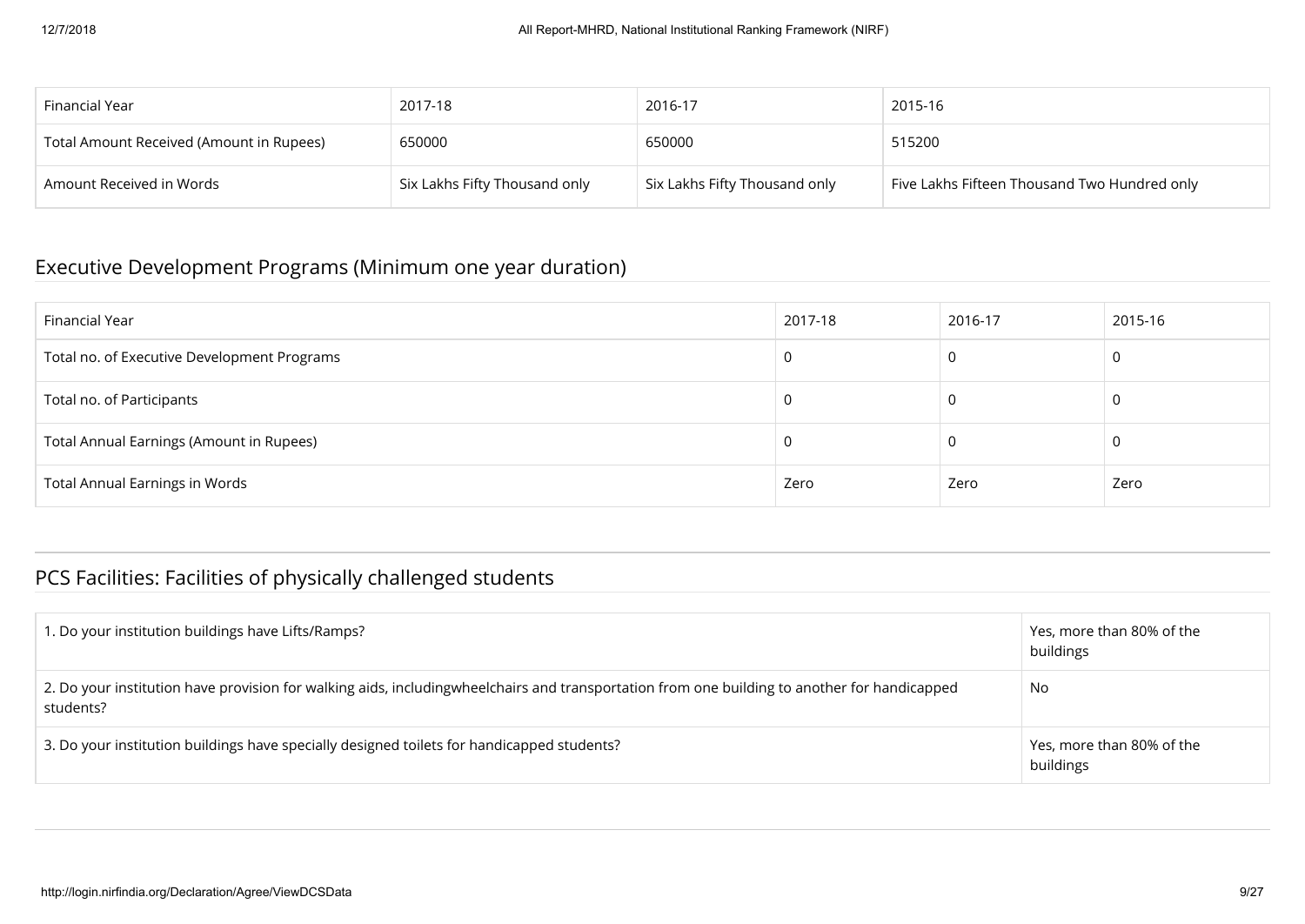| Financial Year | 2017-18 | 2016-17 | 2015-16 |
|---|---|---|---|
| Total Amount Received (Amount in Rupees) | 650000 | 650000 | 515200 |
| Amount Received in Words | Six Lakhs Fifty Thousand only | Six Lakhs Fifty Thousand only | Five Lakhs Fifteen Thousand Two Hundred only |

## Executive Development Programs (Minimum one year duration)

| Financial Year | 2017-18 | 2016-17 | 2015-16 |
|---|---|---|---|
| Total no. of Executive Development Programs | 0 | 0 | 0 |
| Total no. of Participants | 0 | 0 | 0 |
| Total Annual Earnings (Amount in Rupees) | 0 | 0 | 0 |
| Total Annual Earnings in Words | Zero | Zero | Zero |

## PCS Facilities: Facilities of physically challenged students

| | |
|---|---|
| 1. Do your institution buildings have Lifts/Ramps? | Yes, more than 80% of the buildings |
| 2. Do your institution have provision for walking aids, includingwheelchairs and transportation from one building to another for handicapped students? | No |
| 3. Do your institution buildings have specially designed toilets for handicapped students? | Yes, more than 80% of the buildings |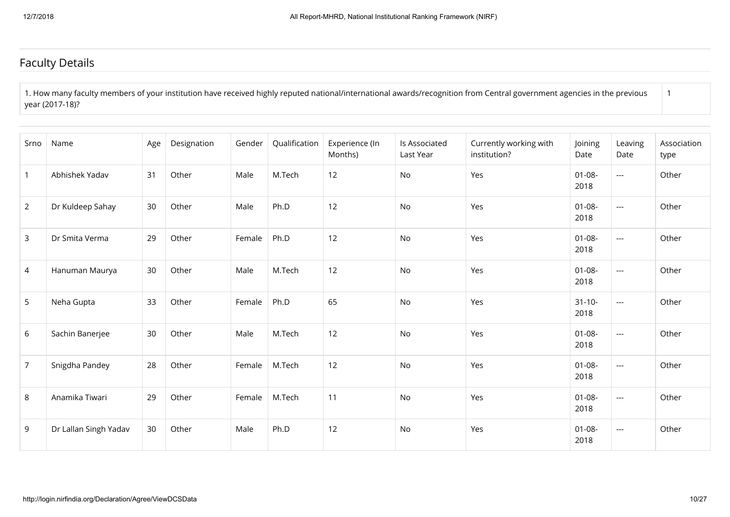## Faculty Details

| 1. How many faculty members of your institution have received highly reputed national/international awards/recognition from Central government agencies in the previous year (2017-18)? | 1 |
|---|---|

| Srno | Name | Age | Designation | Gender | Qualification | Experience (In Months) | Is Associated Last Year | Currently working with institution? | Joining Date | Leaving Date | Association type |
|---|---|---|---|---|---|---|---|---|---|---|---|
| 1 | Abhishek Yadav | 31 | Other | Male | M.Tech | 12 | No | Yes | 01-08-2018 | --- | Other |
| 2 | Dr Kuldeep Sahay | 30 | Other | Male | Ph.D | 12 | No | Yes | 01-08-2018 | --- | Other |
| 3 | Dr Smita Verma | 29 | Other | Female | Ph.D | 12 | No | Yes | 01-08-2018 | --- | Other |
| 4 | Hanuman Maurya | 30 | Other | Male | M.Tech | 12 | No | Yes | 01-08-2018 | --- | Other |
| 5 | Neha Gupta | 33 | Other | Female | Ph.D | 65 | No | Yes | 31-10-2018 | --- | Other |
| 6 | Sachin Banerjee | 30 | Other | Male | M.Tech | 12 | No | Yes | 01-08-2018 | --- | Other |
| 7 | Snigdha Pandey | 28 | Other | Female | M.Tech | 12 | No | Yes | 01-08-2018 | --- | Other |
| 8 | Anamika Tiwari | 29 | Other | Female | M.Tech | 11 | No | Yes | 01-08-2018 | --- | Other |
| 9 | Dr Lallan Singh Yadav | 30 | Other | Male | Ph.D | 12 | No | Yes | 01-08-2018 | --- | Other |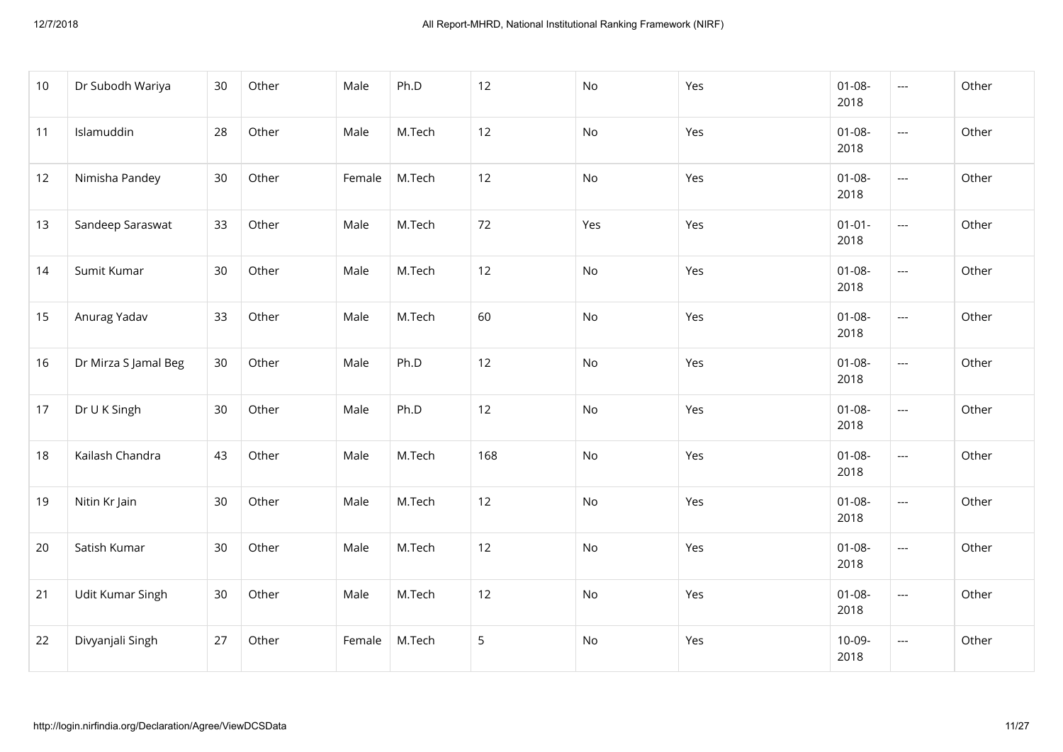| | | | | | | | | | | | |
|---|---|---|---|---|---|---|---|---|---|---|---|
| 10 | Dr Subodh Wariya | 30 | Other | Male | Ph.D | 12 | No | Yes | 01-08-2018 | --- | Other |
| 11 | Islamuddin | 28 | Other | Male | M.Tech | 12 | No | Yes | 01-08-2018 | --- | Other |
| 12 | Nimisha Pandey | 30 | Other | Female | M.Tech | 12 | No | Yes | 01-08-2018 | --- | Other |
| 13 | Sandeep Saraswat | 33 | Other | Male | M.Tech | 72 | Yes | Yes | 01-01-2018 | --- | Other |
| 14 | Sumit Kumar | 30 | Other | Male | M.Tech | 12 | No | Yes | 01-08-2018 | --- | Other |
| 15 | Anurag Yadav | 33 | Other | Male | M.Tech | 60 | No | Yes | 01-08-2018 | --- | Other |
| 16 | Dr Mirza S Jamal Beg | 30 | Other | Male | Ph.D | 12 | No | Yes | 01-08-2018 | --- | Other |
| 17 | Dr U K Singh | 30 | Other | Male | Ph.D | 12 | No | Yes | 01-08-2018 | --- | Other |
| 18 | Kailash Chandra | 43 | Other | Male | M.Tech | 168 | No | Yes | 01-08-2018 | --- | Other |
| 19 | Nitin Kr Jain | 30 | Other | Male | M.Tech | 12 | No | Yes | 01-08-2018 | --- | Other |
| 20 | Satish Kumar | 30 | Other | Male | M.Tech | 12 | No | Yes | 01-08-2018 | --- | Other |
| 21 | Udit Kumar Singh | 30 | Other | Male | M.Tech | 12 | No | Yes | 01-08-2018 | --- | Other |
| 22 | Divyanjali Singh | 27 | Other | Female | M.Tech | 5 | No | Yes | 10-09-2018 | --- | Other |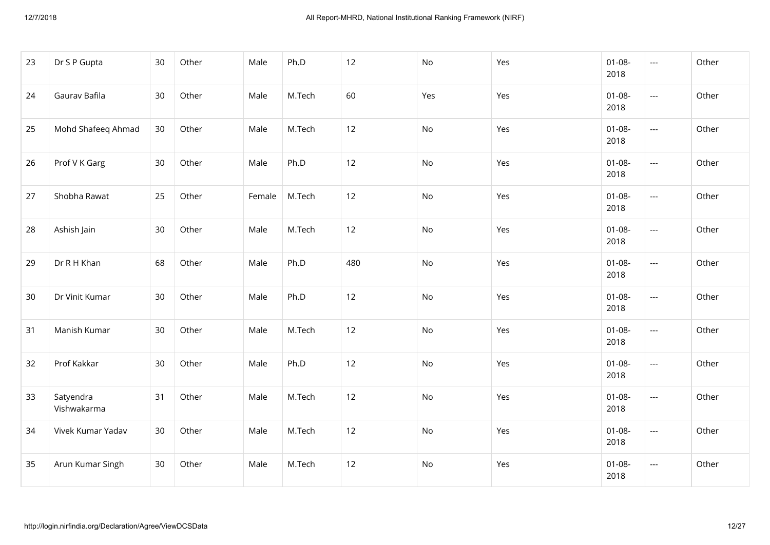| | | | | | | | | | | | |
|---|---|---|---|---|---|---|---|---|---|---|---|
| 23 | Dr S P Gupta | 30 | Other | Male | Ph.D | 12 | No | Yes | 01-08-2018 | --- | Other |
| 24 | Gaurav Bafila | 30 | Other | Male | M.Tech | 60 | Yes | Yes | 01-08-2018 | --- | Other |
| 25 | Mohd Shafeeq Ahmad | 30 | Other | Male | M.Tech | 12 | No | Yes | 01-08-2018 | --- | Other |
| 26 | Prof V K Garg | 30 | Other | Male | Ph.D | 12 | No | Yes | 01-08-2018 | --- | Other |
| 27 | Shobha Rawat | 25 | Other | Female | M.Tech | 12 | No | Yes | 01-08-2018 | --- | Other |
| 28 | Ashish Jain | 30 | Other | Male | M.Tech | 12 | No | Yes | 01-08-2018 | --- | Other |
| 29 | Dr R H Khan | 68 | Other | Male | Ph.D | 480 | No | Yes | 01-08-2018 | --- | Other |
| 30 | Dr Vinit Kumar | 30 | Other | Male | Ph.D | 12 | No | Yes | 01-08-2018 | --- | Other |
| 31 | Manish Kumar | 30 | Other | Male | M.Tech | 12 | No | Yes | 01-08-2018 | --- | Other |
| 32 | Prof Kakkar | 30 | Other | Male | Ph.D | 12 | No | Yes | 01-08-2018 | --- | Other |
| 33 | Satyendra Vishwakarma | 31 | Other | Male | M.Tech | 12 | No | Yes | 01-08-2018 | --- | Other |
| 34 | Vivek Kumar Yadav | 30 | Other | Male | M.Tech | 12 | No | Yes | 01-08-2018 | --- | Other |
| 35 | Arun Kumar Singh | 30 | Other | Male | M.Tech | 12 | No | Yes | 01-08-2018 | --- | Other |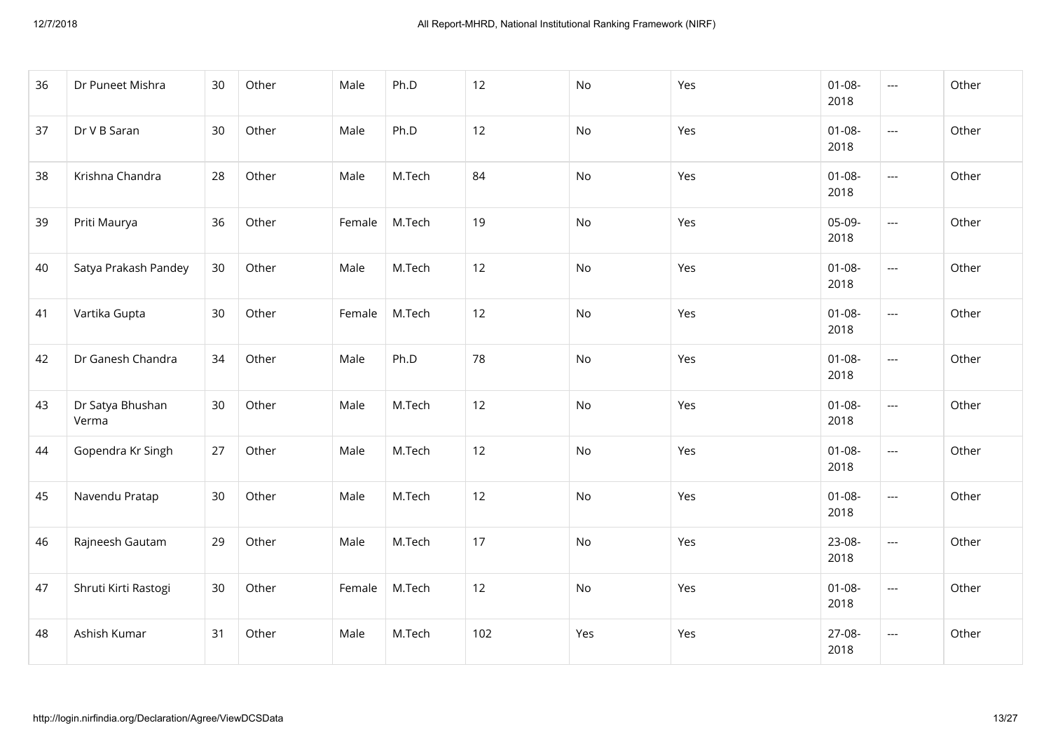| | | | | | | | | | | | |
|---|---|---|---|---|---|---|---|---|---|---|---|
| 36 | Dr Puneet Mishra | 30 | Other | Male | Ph.D | 12 | No | Yes | 01-08-2018 | --- | Other |
| 37 | Dr V B Saran | 30 | Other | Male | Ph.D | 12 | No | Yes | 01-08-2018 | --- | Other |
| 38 | Krishna Chandra | 28 | Other | Male | M.Tech | 84 | No | Yes | 01-08-2018 | --- | Other |
| 39 | Priti Maurya | 36 | Other | Female | M.Tech | 19 | No | Yes | 05-09-2018 | --- | Other |
| 40 | Satya Prakash Pandey | 30 | Other | Male | M.Tech | 12 | No | Yes | 01-08-2018 | --- | Other |
| 41 | Vartika Gupta | 30 | Other | Female | M.Tech | 12 | No | Yes | 01-08-2018 | --- | Other |
| 42 | Dr Ganesh Chandra | 34 | Other | Male | Ph.D | 78 | No | Yes | 01-08-2018 | --- | Other |
| 43 | Dr Satya Bhushan Verma | 30 | Other | Male | M.Tech | 12 | No | Yes | 01-08-2018 | --- | Other |
| 44 | Gopendra Kr Singh | 27 | Other | Male | M.Tech | 12 | No | Yes | 01-08-2018 | --- | Other |
| 45 | Navendu Pratap | 30 | Other | Male | M.Tech | 12 | No | Yes | 01-08-2018 | --- | Other |
| 46 | Rajneesh Gautam | 29 | Other | Male | M.Tech | 17 | No | Yes | 23-08-2018 | --- | Other |
| 47 | Shruti Kirti Rastogi | 30 | Other | Female | M.Tech | 12 | No | Yes | 01-08-2018 | --- | Other |
| 48 | Ashish Kumar | 31 | Other | Male | M.Tech | 102 | Yes | Yes | 27-08-2018 | --- | Other |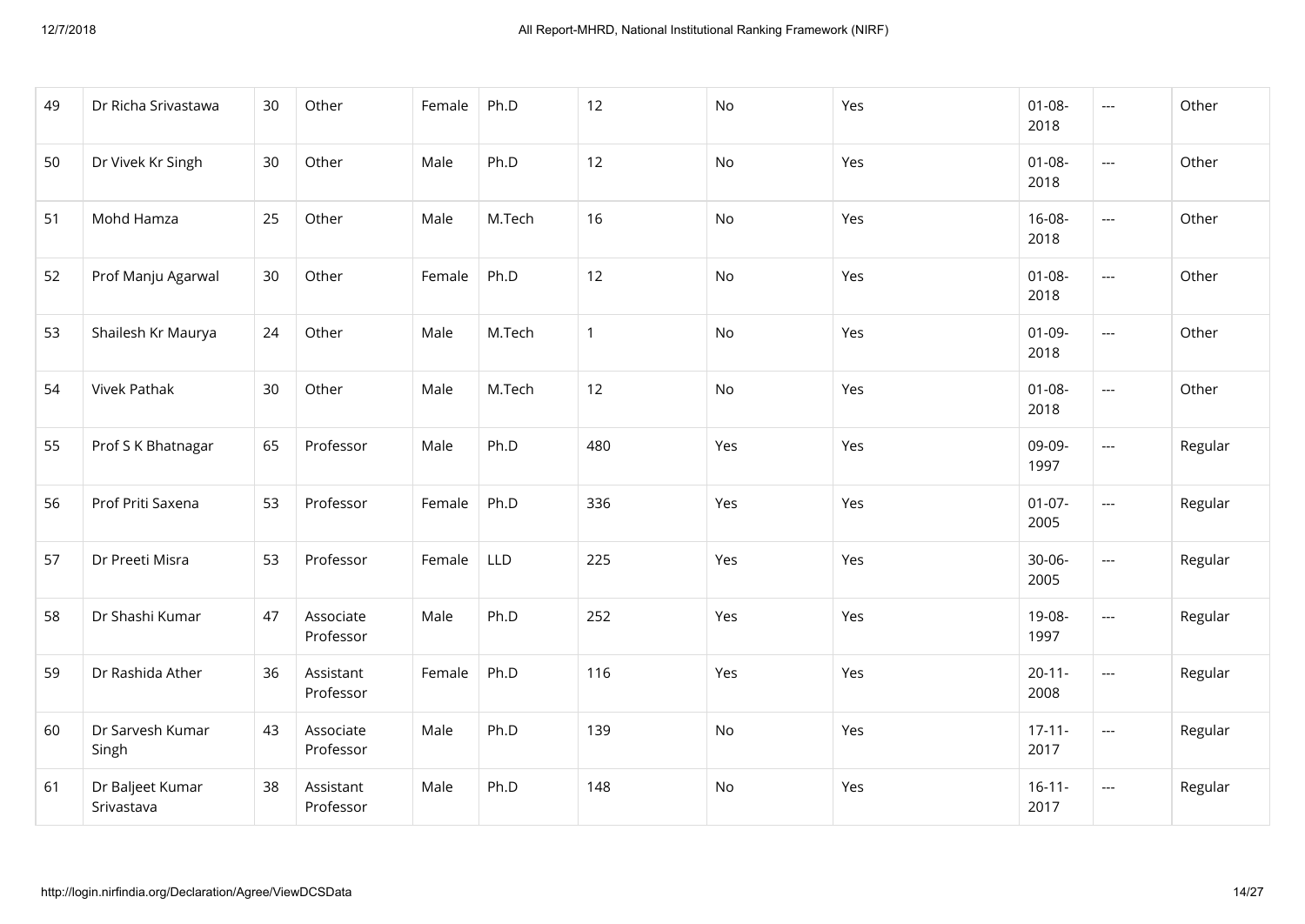| 49 | Dr Richa Srivastawa | 30 | Other | Female | Ph.D | 12 | No | Yes | 01-08-2018 | --- | Other |
|---|---|---|---|---|---|---|---|---|---|---|---|
| 50 | Dr Vivek Kr Singh | 30 | Other | Male | Ph.D | 12 | No | Yes | 01-08-2018 | --- | Other |
| 51 | Mohd Hamza | 25 | Other | Male | M.Tech | 16 | No | Yes | 16-08-2018 | --- | Other |
| 52 | Prof Manju Agarwal | 30 | Other | Female | Ph.D | 12 | No | Yes | 01-08-2018 | --- | Other |
| 53 | Shailesh Kr Maurya | 24 | Other | Male | M.Tech | 1 | No | Yes | 01-09-2018 | --- | Other |
| 54 | Vivek Pathak | 30 | Other | Male | M.Tech | 12 | No | Yes | 01-08-2018 | --- | Other |
| 55 | Prof S K Bhatnagar | 65 | Professor | Male | Ph.D | 480 | Yes | Yes | 09-09-1997 | --- | Regular |
| 56 | Prof Priti Saxena | 53 | Professor | Female | Ph.D | 336 | Yes | Yes | 01-07-2005 | --- | Regular |
| 57 | Dr Preeti Misra | 53 | Professor | Female | LLD | 225 | Yes | Yes | 30-06-2005 | --- | Regular |
| 58 | Dr Shashi Kumar | 47 | Associate Professor | Male | Ph.D | 252 | Yes | Yes | 19-08-1997 | --- | Regular |
| 59 | Dr Rashida Ather | 36 | Assistant Professor | Female | Ph.D | 116 | Yes | Yes | 20-11-2008 | --- | Regular |
| 60 | Dr Sarvesh Kumar Singh | 43 | Associate Professor | Male | Ph.D | 139 | No | Yes | 17-11-2017 | --- | Regular |
| 61 | Dr Baljeet Kumar Srivastava | 38 | Assistant Professor | Male | Ph.D | 148 | No | Yes | 16-11-2017 | --- | Regular |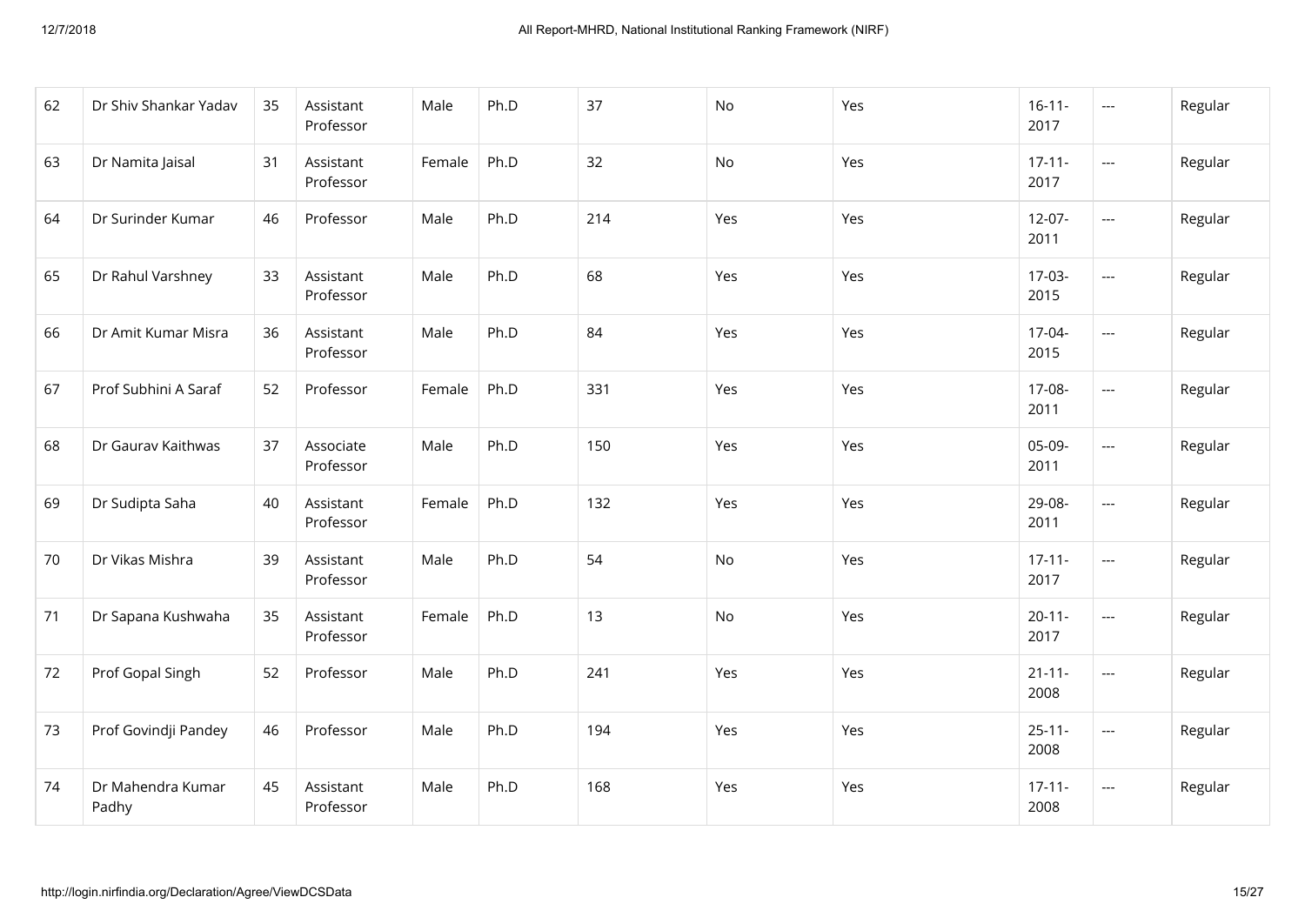| 62 | Dr Shiv Shankar Yadav | 35 | Assistant Professor | Male | Ph.D | 37 | No | Yes | 16-11-2017 | --- | Regular |
|---|---|---|---|---|---|---|---|---|---|---|---|
| 63 | Dr Namita Jaisal | 31 | Assistant Professor | Female | Ph.D | 32 | No | Yes | 17-11-2017 | --- | Regular |
| 64 | Dr Surinder Kumar | 46 | Professor | Male | Ph.D | 214 | Yes | Yes | 12-07-2011 | --- | Regular |
| 65 | Dr Rahul Varshney | 33 | Assistant Professor | Male | Ph.D | 68 | Yes | Yes | 17-03-2015 | --- | Regular |
| 66 | Dr Amit Kumar Misra | 36 | Assistant Professor | Male | Ph.D | 84 | Yes | Yes | 17-04-2015 | --- | Regular |
| 67 | Prof Subhini A Saraf | 52 | Professor | Female | Ph.D | 331 | Yes | Yes | 17-08-2011 | --- | Regular |
| 68 | Dr Gaurav Kaithwas | 37 | Associate Professor | Male | Ph.D | 150 | Yes | Yes | 05-09-2011 | --- | Regular |
| 69 | Dr Sudipta Saha | 40 | Assistant Professor | Female | Ph.D | 132 | Yes | Yes | 29-08-2011 | --- | Regular |
| 70 | Dr Vikas Mishra | 39 | Assistant Professor | Male | Ph.D | 54 | No | Yes | 17-11-2017 | --- | Regular |
| 71 | Dr Sapana Kushwaha | 35 | Assistant Professor | Female | Ph.D | 13 | No | Yes | 20-11-2017 | --- | Regular |
| 72 | Prof Gopal Singh | 52 | Professor | Male | Ph.D | 241 | Yes | Yes | 21-11-2008 | --- | Regular |
| 73 | Prof Govindji Pandey | 46 | Professor | Male | Ph.D | 194 | Yes | Yes | 25-11-2008 | --- | Regular |
| 74 | Dr Mahendra Kumar Padhy | 45 | Assistant Professor | Male | Ph.D | 168 | Yes | Yes | 17-11-2008 | --- | Regular |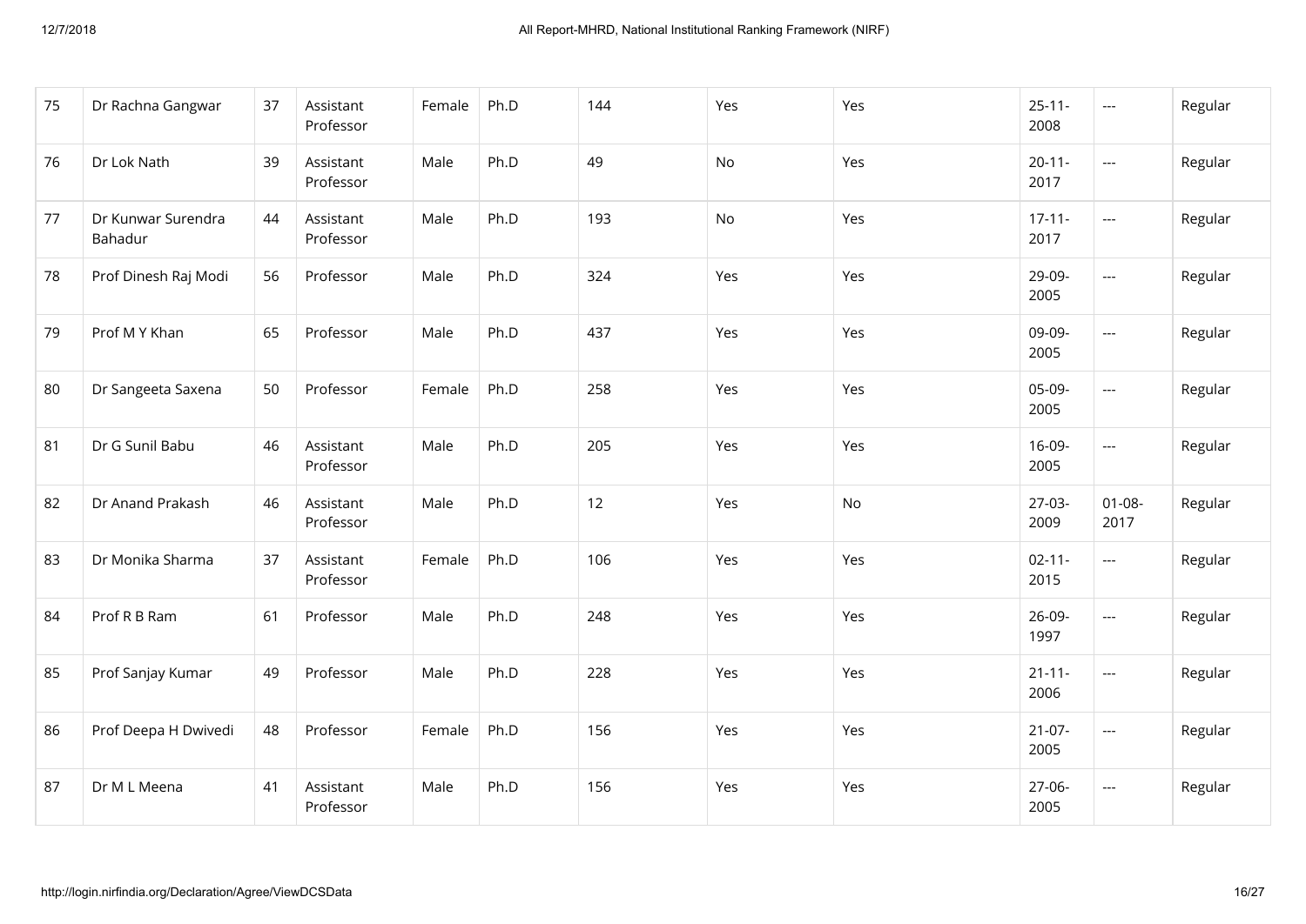| 75 | Dr Rachna Gangwar | 37 | Assistant Professor | Female | Ph.D | 144 | Yes | Yes | 25-11-2008 | --- | Regular |
|---|---|---|---|---|---|---|---|---|---|---|---|
| 76 | Dr Lok Nath | 39 | Assistant Professor | Male | Ph.D | 49 | No | Yes | 20-11-2017 | --- | Regular |
| 77 | Dr Kunwar Surendra Bahadur | 44 | Assistant Professor | Male | Ph.D | 193 | No | Yes | 17-11-2017 | --- | Regular |
| 78 | Prof Dinesh Raj Modi | 56 | Professor | Male | Ph.D | 324 | Yes | Yes | 29-09-2005 | --- | Regular |
| 79 | Prof M Y Khan | 65 | Professor | Male | Ph.D | 437 | Yes | Yes | 09-09-2005 | --- | Regular |
| 80 | Dr Sangeeta Saxena | 50 | Professor | Female | Ph.D | 258 | Yes | Yes | 05-09-2005 | --- | Regular |
| 81 | Dr G Sunil Babu | 46 | Assistant Professor | Male | Ph.D | 205 | Yes | Yes | 16-09-2005 | --- | Regular |
| 82 | Dr Anand Prakash | 46 | Assistant Professor | Male | Ph.D | 12 | Yes | No | 27-03-2009 | 01-08-2017 | Regular |
| 83 | Dr Monika Sharma | 37 | Assistant Professor | Female | Ph.D | 106 | Yes | Yes | 02-11-2015 | --- | Regular |
| 84 | Prof R B Ram | 61 | Professor | Male | Ph.D | 248 | Yes | Yes | 26-09-1997 | --- | Regular |
| 85 | Prof Sanjay Kumar | 49 | Professor | Male | Ph.D | 228 | Yes | Yes | 21-11-2006 | --- | Regular |
| 86 | Prof Deepa H Dwivedi | 48 | Professor | Female | Ph.D | 156 | Yes | Yes | 21-07-2005 | --- | Regular |
| 87 | Dr M L Meena | 41 | Assistant Professor | Male | Ph.D | 156 | Yes | Yes | 27-06-2005 | --- | Regular |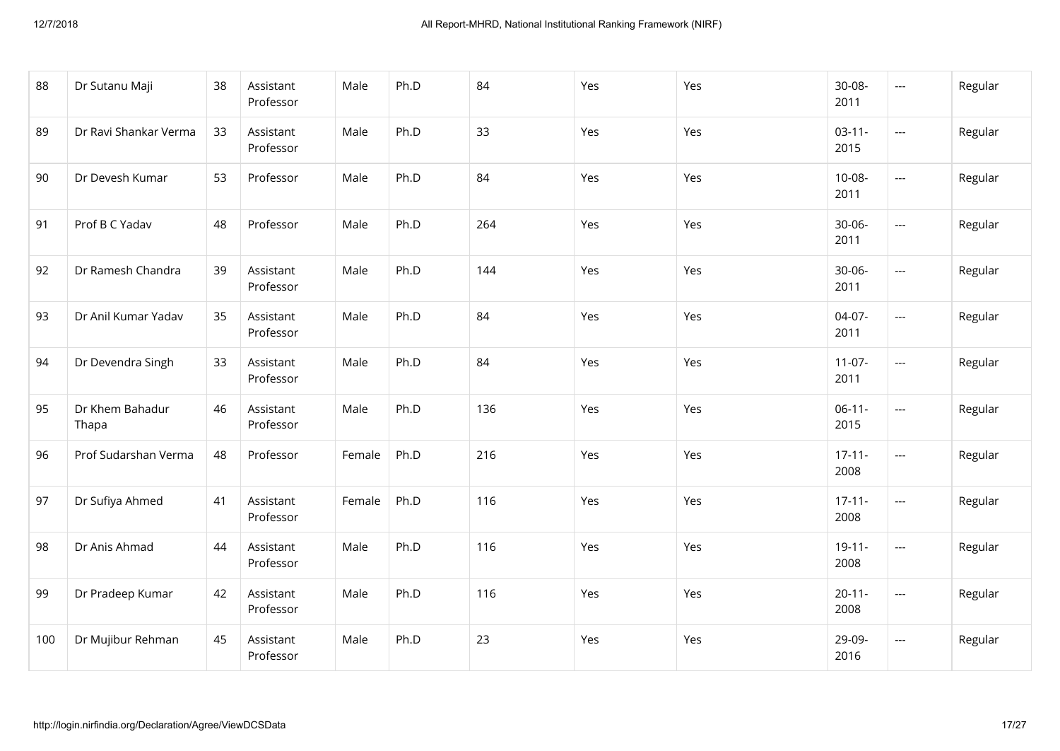| 88 | Dr Sutanu Maji | 38 | Assistant Professor | Male | Ph.D | 84 | Yes | Yes | 30-08-2011 | --- | Regular |
|---|---|---|---|---|---|---|---|---|---|---|---|
| 89 | Dr Ravi Shankar Verma | 33 | Assistant Professor | Male | Ph.D | 33 | Yes | Yes | 03-11-2015 | --- | Regular |
| 90 | Dr Devesh Kumar | 53 | Professor | Male | Ph.D | 84 | Yes | Yes | 10-08-2011 | --- | Regular |
| 91 | Prof B C Yadav | 48 | Professor | Male | Ph.D | 264 | Yes | Yes | 30-06-2011 | --- | Regular |
| 92 | Dr Ramesh Chandra | 39 | Assistant Professor | Male | Ph.D | 144 | Yes | Yes | 30-06-2011 | --- | Regular |
| 93 | Dr Anil Kumar Yadav | 35 | Assistant Professor | Male | Ph.D | 84 | Yes | Yes | 04-07-2011 | --- | Regular |
| 94 | Dr Devendra Singh | 33 | Assistant Professor | Male | Ph.D | 84 | Yes | Yes | 11-07-2011 | --- | Regular |
| 95 | Dr Khem Bahadur Thapa | 46 | Assistant Professor | Male | Ph.D | 136 | Yes | Yes | 06-11-2015 | --- | Regular |
| 96 | Prof Sudarshan Verma | 48 | Professor | Female | Ph.D | 216 | Yes | Yes | 17-11-2008 | --- | Regular |
| 97 | Dr Sufiya Ahmed | 41 | Assistant Professor | Female | Ph.D | 116 | Yes | Yes | 17-11-2008 | --- | Regular |
| 98 | Dr Anis Ahmad | 44 | Assistant Professor | Male | Ph.D | 116 | Yes | Yes | 19-11-2008 | --- | Regular |
| 99 | Dr Pradeep Kumar | 42 | Assistant Professor | Male | Ph.D | 116 | Yes | Yes | 20-11-2008 | --- | Regular |
| 100 | Dr Mujibur Rehman | 45 | Assistant Professor | Male | Ph.D | 23 | Yes | Yes | 29-09-2016 | --- | Regular |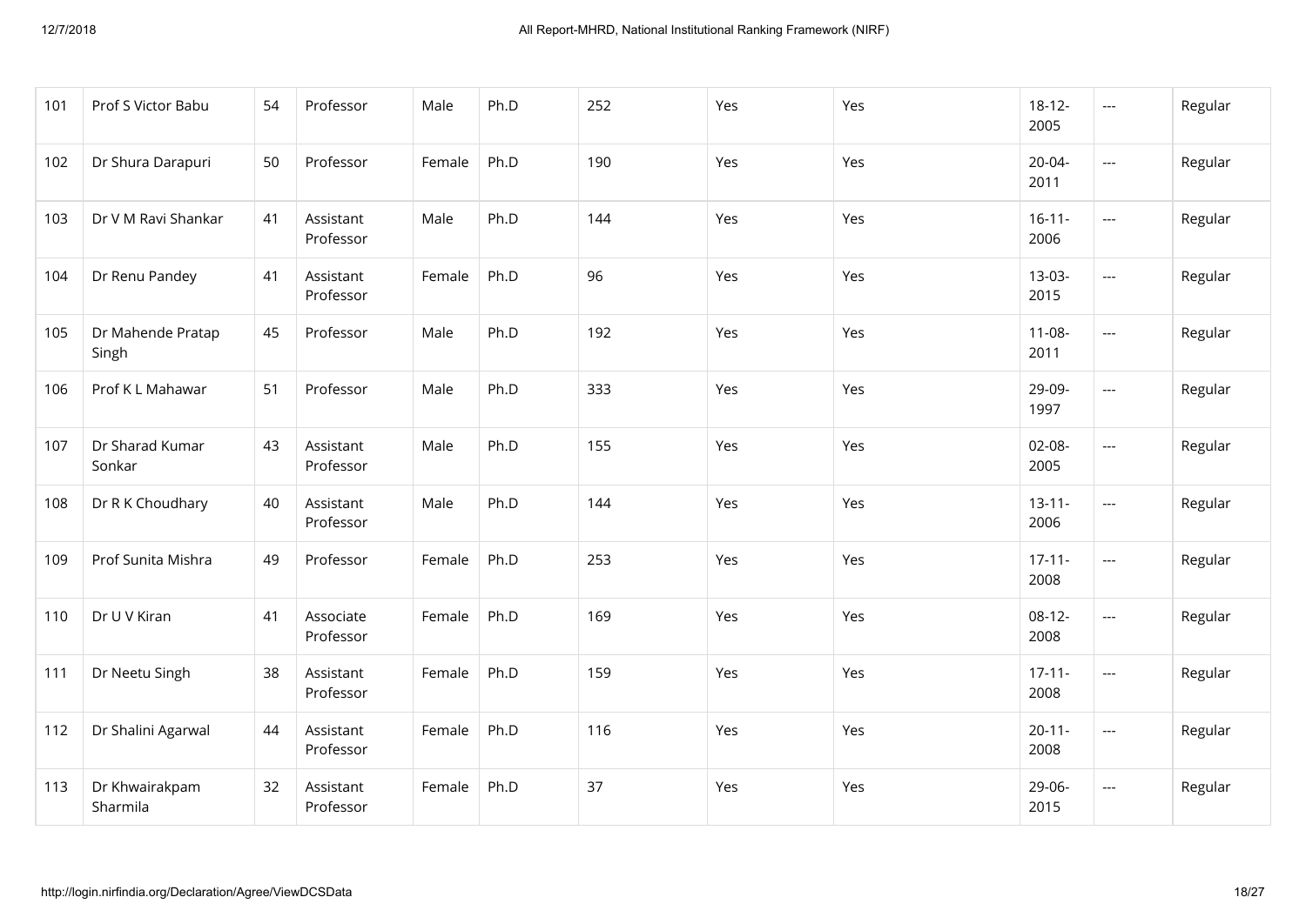| | | | | | | | | | | | |
|---|---|---|---|---|---|---|---|---|---|---|---|
| 101 | Prof S Victor Babu | 54 | Professor | Male | Ph.D | 252 | Yes | Yes | 18-12-2005 | --- | Regular |
| 102 | Dr Shura Darapuri | 50 | Professor | Female | Ph.D | 190 | Yes | Yes | 20-04-2011 | --- | Regular |
| 103 | Dr V M Ravi Shankar | 41 | Assistant Professor | Male | Ph.D | 144 | Yes | Yes | 16-11-2006 | --- | Regular |
| 104 | Dr Renu Pandey | 41 | Assistant Professor | Female | Ph.D | 96 | Yes | Yes | 13-03-2015 | --- | Regular |
| 105 | Dr Mahende Pratap Singh | 45 | Professor | Male | Ph.D | 192 | Yes | Yes | 11-08-2011 | --- | Regular |
| 106 | Prof K L Mahawar | 51 | Professor | Male | Ph.D | 333 | Yes | Yes | 29-09-1997 | --- | Regular |
| 107 | Dr Sharad Kumar Sonkar | 43 | Assistant Professor | Male | Ph.D | 155 | Yes | Yes | 02-08-2005 | --- | Regular |
| 108 | Dr R K Choudhary | 40 | Assistant Professor | Male | Ph.D | 144 | Yes | Yes | 13-11-2006 | --- | Regular |
| 109 | Prof Sunita Mishra | 49 | Professor | Female | Ph.D | 253 | Yes | Yes | 17-11-2008 | --- | Regular |
| 110 | Dr U V Kiran | 41 | Associate Professor | Female | Ph.D | 169 | Yes | Yes | 08-12-2008 | --- | Regular |
| 111 | Dr Neetu Singh | 38 | Assistant Professor | Female | Ph.D | 159 | Yes | Yes | 17-11-2008 | --- | Regular |
| 112 | Dr Shalini Agarwal | 44 | Assistant Professor | Female | Ph.D | 116 | Yes | Yes | 20-11-2008 | --- | Regular |
| 113 | Dr Khwairakpam Sharmila | 32 | Assistant Professor | Female | Ph.D | 37 | Yes | Yes | 29-06-2015 | --- | Regular |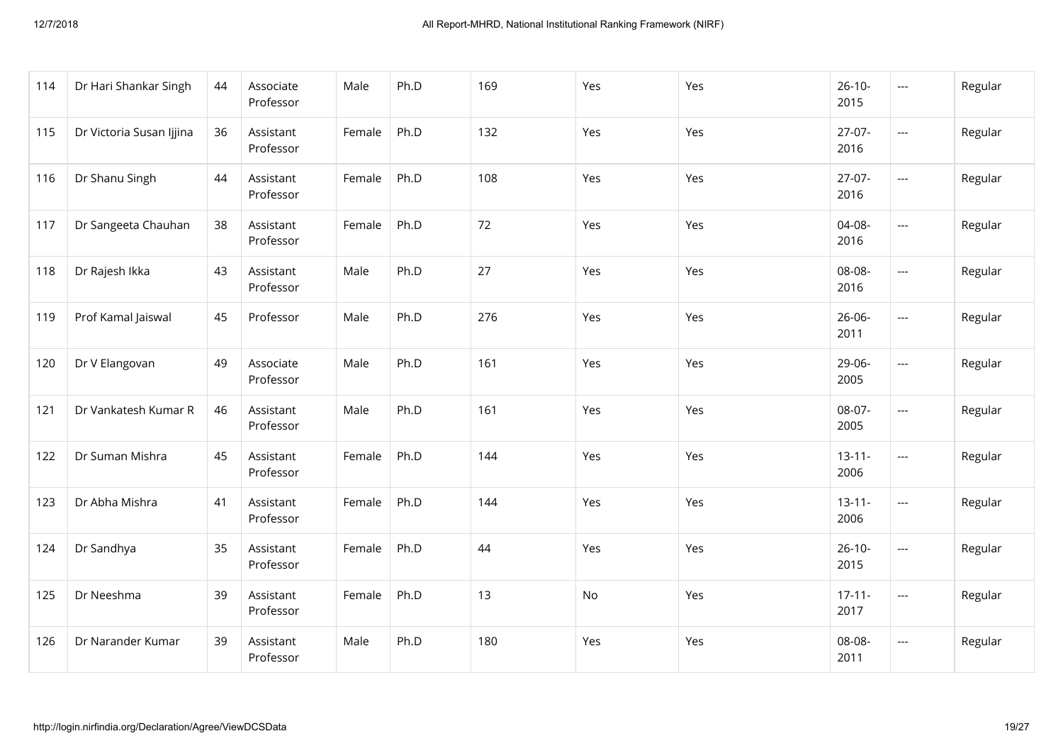| 114 | Dr Hari Shankar Singh | 44 | Associate Professor | Male | Ph.D | 169 | Yes | Yes | 26-10-2015 | --- | Regular |
|---|---|---|---|---|---|---|---|---|---|---|---|
| 115 | Dr Victoria Susan Ijjina | 36 | Assistant Professor | Female | Ph.D | 132 | Yes | Yes | 27-07-2016 | --- | Regular |
| 116 | Dr Shanu Singh | 44 | Assistant Professor | Female | Ph.D | 108 | Yes | Yes | 27-07-2016 | --- | Regular |
| 117 | Dr Sangeeta Chauhan | 38 | Assistant Professor | Female | Ph.D | 72 | Yes | Yes | 04-08-2016 | --- | Regular |
| 118 | Dr Rajesh Ikka | 43 | Assistant Professor | Male | Ph.D | 27 | Yes | Yes | 08-08-2016 | --- | Regular |
| 119 | Prof Kamal Jaiswal | 45 | Professor | Male | Ph.D | 276 | Yes | Yes | 26-06-2011 | --- | Regular |
| 120 | Dr V Elangovan | 49 | Associate Professor | Male | Ph.D | 161 | Yes | Yes | 29-06-2005 | --- | Regular |
| 121 | Dr Vankatesh Kumar R | 46 | Assistant Professor | Male | Ph.D | 161 | Yes | Yes | 08-07-2005 | --- | Regular |
| 122 | Dr Suman Mishra | 45 | Assistant Professor | Female | Ph.D | 144 | Yes | Yes | 13-11-2006 | --- | Regular |
| 123 | Dr Abha Mishra | 41 | Assistant Professor | Female | Ph.D | 144 | Yes | Yes | 13-11-2006 | --- | Regular |
| 124 | Dr Sandhya | 35 | Assistant Professor | Female | Ph.D | 44 | Yes | Yes | 26-10-2015 | --- | Regular |
| 125 | Dr Neeshma | 39 | Assistant Professor | Female | Ph.D | 13 | No | Yes | 17-11-2017 | --- | Regular |
| 126 | Dr Narander Kumar | 39 | Assistant Professor | Male | Ph.D | 180 | Yes | Yes | 08-08-2011 | --- | Regular |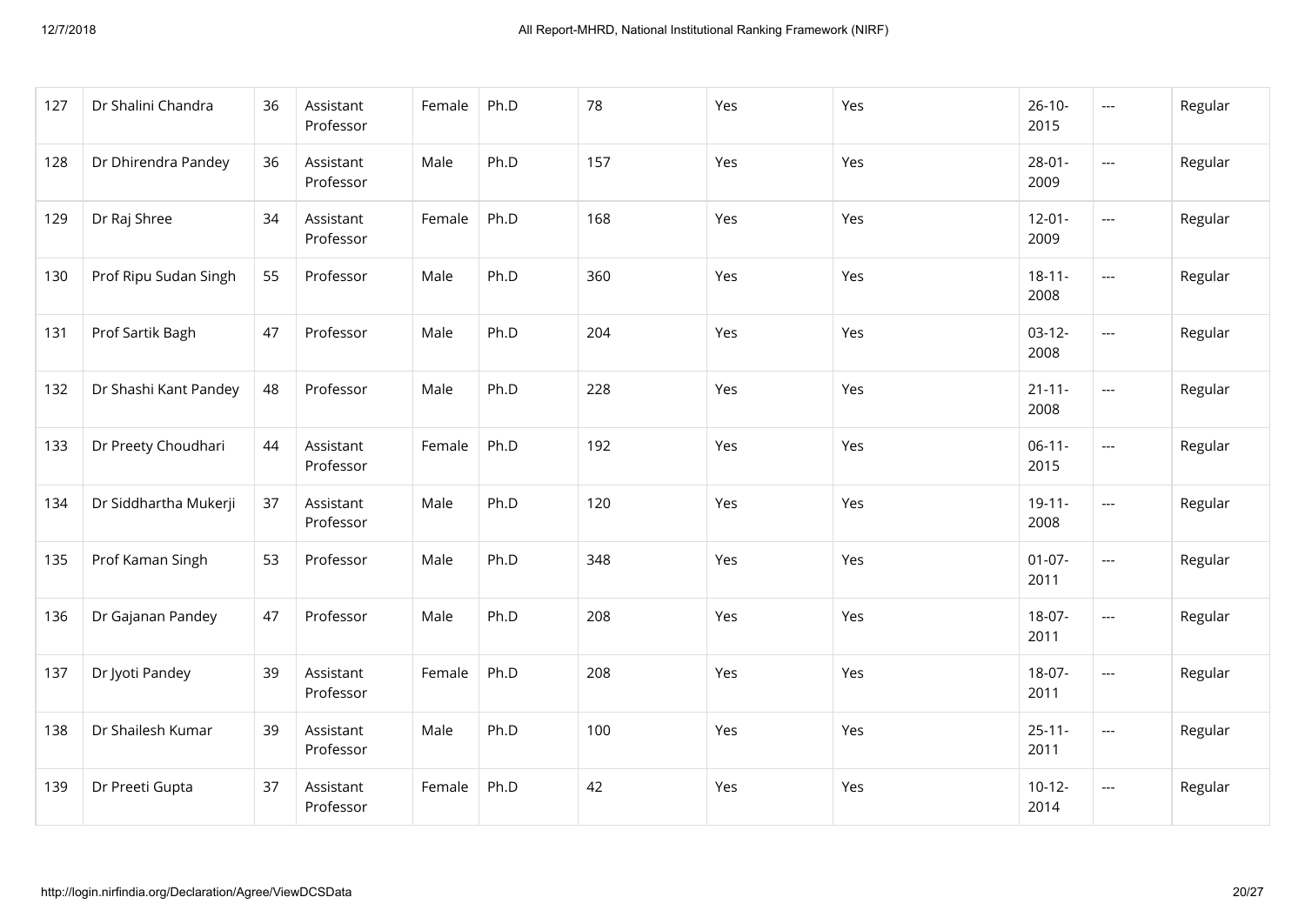| 127 | Dr Shalini Chandra | 36 | Assistant Professor | Female | Ph.D | 78 | Yes | Yes | 26-10-2015 | --- | Regular |
|---|---|---|---|---|---|---|---|---|---|---|---|
| 128 | Dr Dhirendra Pandey | 36 | Assistant Professor | Male | Ph.D | 157 | Yes | Yes | 28-01-2009 | --- | Regular |
| 129 | Dr Raj Shree | 34 | Assistant Professor | Female | Ph.D | 168 | Yes | Yes | 12-01-2009 | --- | Regular |
| 130 | Prof Ripu Sudan Singh | 55 | Professor | Male | Ph.D | 360 | Yes | Yes | 18-11-2008 | --- | Regular |
| 131 | Prof Sartik Bagh | 47 | Professor | Male | Ph.D | 204 | Yes | Yes | 03-12-2008 | --- | Regular |
| 132 | Dr Shashi Kant Pandey | 48 | Professor | Male | Ph.D | 228 | Yes | Yes | 21-11-2008 | --- | Regular |
| 133 | Dr Preety Choudhari | 44 | Assistant Professor | Female | Ph.D | 192 | Yes | Yes | 06-11-2015 | --- | Regular |
| 134 | Dr Siddhartha Mukerji | 37 | Assistant Professor | Male | Ph.D | 120 | Yes | Yes | 19-11-2008 | --- | Regular |
| 135 | Prof Kaman Singh | 53 | Professor | Male | Ph.D | 348 | Yes | Yes | 01-07-2011 | --- | Regular |
| 136 | Dr Gajanan Pandey | 47 | Professor | Male | Ph.D | 208 | Yes | Yes | 18-07-2011 | --- | Regular |
| 137 | Dr Jyoti Pandey | 39 | Assistant Professor | Female | Ph.D | 208 | Yes | Yes | 18-07-2011 | --- | Regular |
| 138 | Dr Shailesh Kumar | 39 | Assistant Professor | Male | Ph.D | 100 | Yes | Yes | 25-11-2011 | --- | Regular |
| 139 | Dr Preeti Gupta | 37 | Assistant Professor | Female | Ph.D | 42 | Yes | Yes | 10-12-2014 | --- | Regular |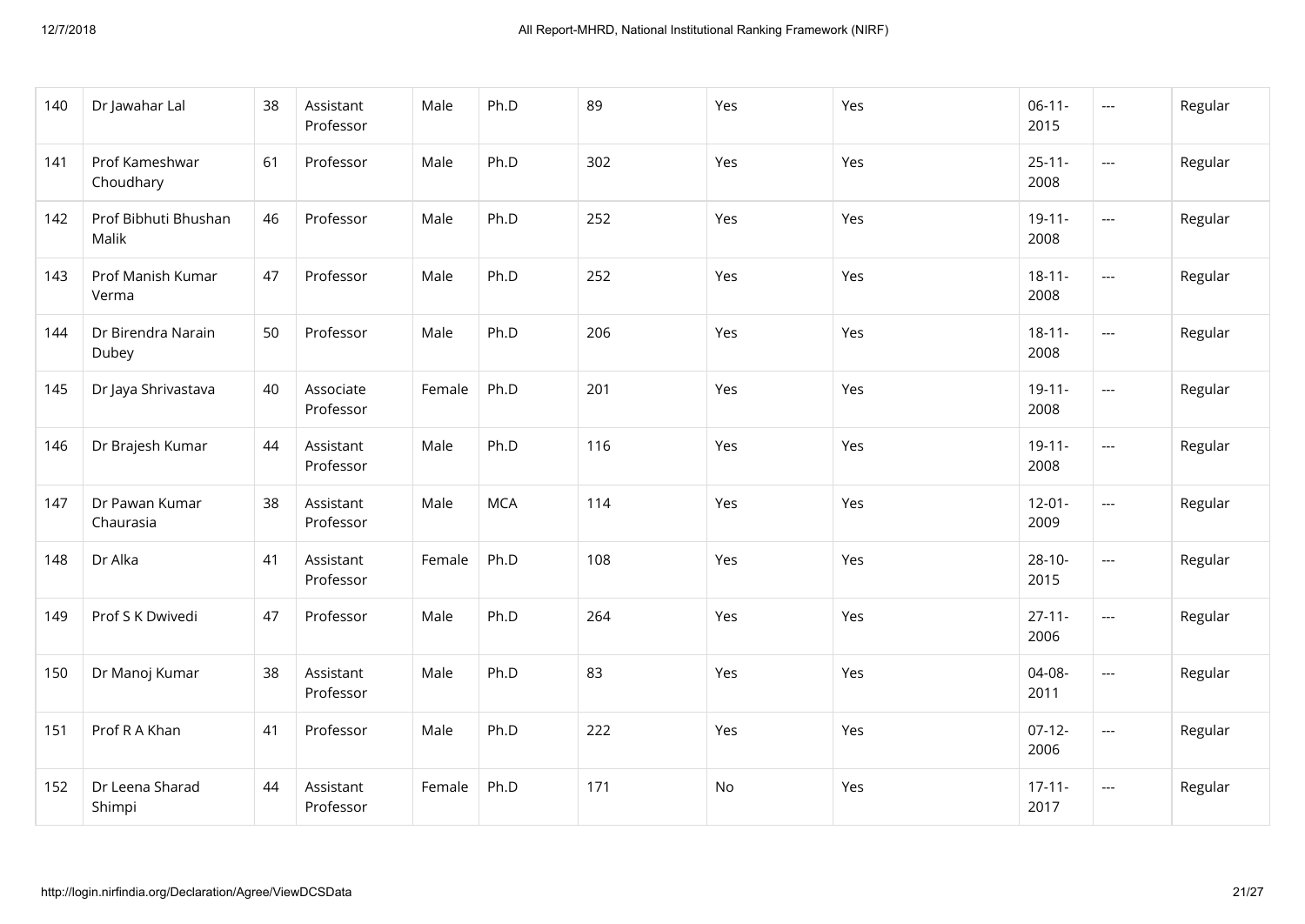| 140 | Dr Jawahar Lal | 38 | Assistant Professor | Male | Ph.D | 89 | Yes | Yes | 06-11-2015 | --- | Regular |
|---|---|---|---|---|---|---|---|---|---|---|---|
| 141 | Prof Kameshwar Choudhary | 61 | Professor | Male | Ph.D | 302 | Yes | Yes | 25-11-2008 | --- | Regular |
| 142 | Prof Bibhuti Bhushan Malik | 46 | Professor | Male | Ph.D | 252 | Yes | Yes | 19-11-2008 | --- | Regular |
| 143 | Prof Manish Kumar Verma | 47 | Professor | Male | Ph.D | 252 | Yes | Yes | 18-11-2008 | --- | Regular |
| 144 | Dr Birendra Narain Dubey | 50 | Professor | Male | Ph.D | 206 | Yes | Yes | 18-11-2008 | --- | Regular |
| 145 | Dr Jaya Shrivastava | 40 | Associate Professor | Female | Ph.D | 201 | Yes | Yes | 19-11-2008 | --- | Regular |
| 146 | Dr Brajesh Kumar | 44 | Assistant Professor | Male | Ph.D | 116 | Yes | Yes | 19-11-2008 | --- | Regular |
| 147 | Dr Pawan Kumar Chaurasia | 38 | Assistant Professor | Male | MCA | 114 | Yes | Yes | 12-01-2009 | --- | Regular |
| 148 | Dr Alka | 41 | Assistant Professor | Female | Ph.D | 108 | Yes | Yes | 28-10-2015 | --- | Regular |
| 149 | Prof S K Dwivedi | 47 | Professor | Male | Ph.D | 264 | Yes | Yes | 27-11-2006 | --- | Regular |
| 150 | Dr Manoj Kumar | 38 | Assistant Professor | Male | Ph.D | 83 | Yes | Yes | 04-08-2011 | --- | Regular |
| 151 | Prof R A Khan | 41 | Professor | Male | Ph.D | 222 | Yes | Yes | 07-12-2006 | --- | Regular |
| 152 | Dr Leena Sharad Shimpi | 44 | Assistant Professor | Female | Ph.D | 171 | No | Yes | 17-11-2017 | --- | Regular |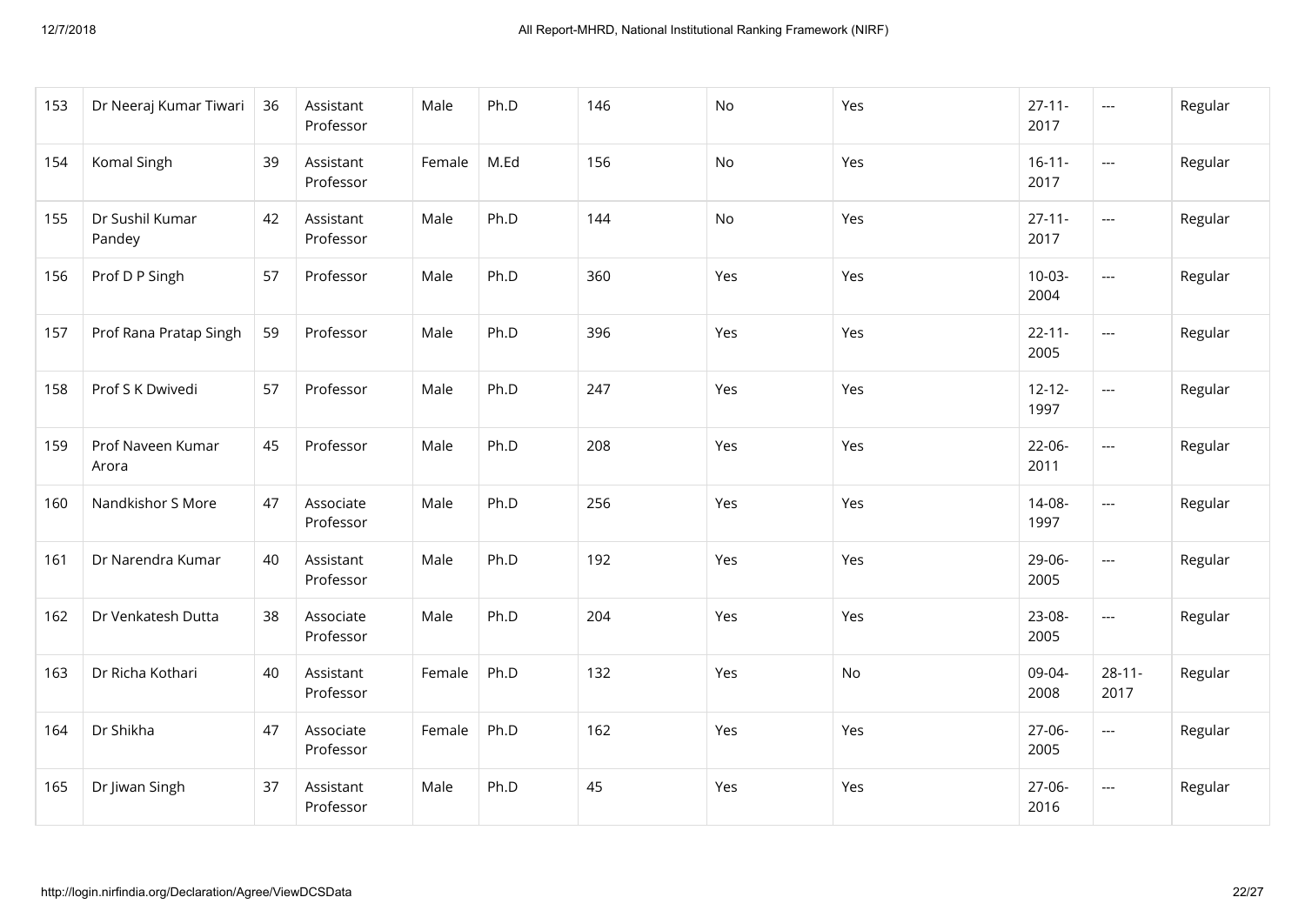| 153 | Dr Neeraj Kumar Tiwari | 36 | Assistant Professor | Male | Ph.D | 146 | No | Yes | 27-11-2017 | --- | Regular |
|---|---|---|---|---|---|---|---|---|---|---|---|
| 154 | Komal Singh | 39 | Assistant Professor | Female | M.Ed | 156 | No | Yes | 16-11-2017 | --- | Regular |
| 155 | Dr Sushil Kumar Pandey | 42 | Assistant Professor | Male | Ph.D | 144 | No | Yes | 27-11-2017 | --- | Regular |
| 156 | Prof D P Singh | 57 | Professor | Male | Ph.D | 360 | Yes | Yes | 10-03-2004 | --- | Regular |
| 157 | Prof Rana Pratap Singh | 59 | Professor | Male | Ph.D | 396 | Yes | Yes | 22-11-2005 | --- | Regular |
| 158 | Prof S K Dwivedi | 57 | Professor | Male | Ph.D | 247 | Yes | Yes | 12-12-1997 | --- | Regular |
| 159 | Prof Naveen Kumar Arora | 45 | Professor | Male | Ph.D | 208 | Yes | Yes | 22-06-2011 | --- | Regular |
| 160 | Nandkishor S More | 47 | Associate Professor | Male | Ph.D | 256 | Yes | Yes | 14-08-1997 | --- | Regular |
| 161 | Dr Narendra Kumar | 40 | Assistant Professor | Male | Ph.D | 192 | Yes | Yes | 29-06-2005 | --- | Regular |
| 162 | Dr Venkatesh Dutta | 38 | Associate Professor | Male | Ph.D | 204 | Yes | Yes | 23-08-2005 | --- | Regular |
| 163 | Dr Richa Kothari | 40 | Assistant Professor | Female | Ph.D | 132 | Yes | No | 09-04-2008 | 28-11-2017 | Regular |
| 164 | Dr Shikha | 47 | Associate Professor | Female | Ph.D | 162 | Yes | Yes | 27-06-2005 | --- | Regular |
| 165 | Dr Jiwan Singh | 37 | Assistant Professor | Male | Ph.D | 45 | Yes | Yes | 27-06-2016 | --- | Regular |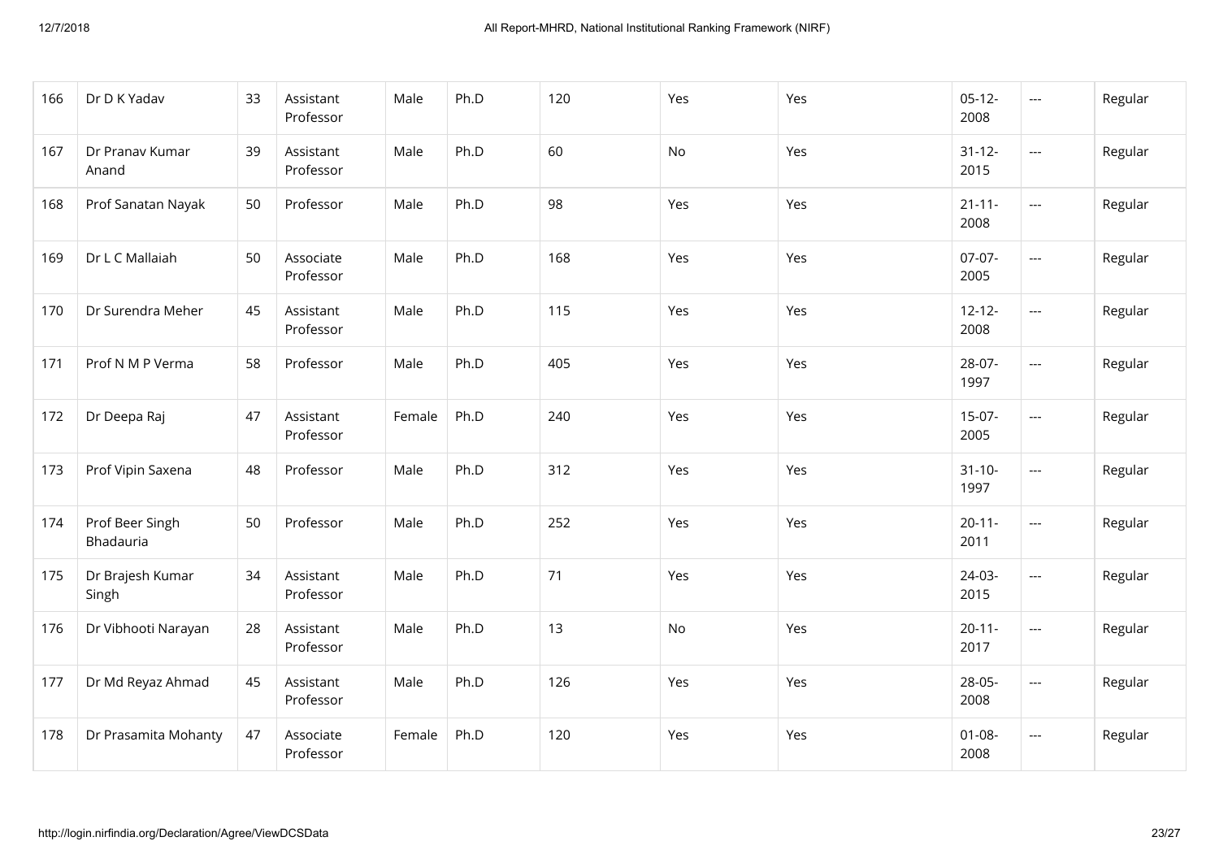| 166 | Dr D K Yadav | 33 | Assistant Professor | Male | Ph.D | 120 | Yes | Yes | 05-12-2008 | --- | Regular |
|---|---|---|---|---|---|---|---|---|---|---|---|
| 167 | Dr Pranav Kumar Anand | 39 | Assistant Professor | Male | Ph.D | 60 | No | Yes | 31-12-2015 | --- | Regular |
| 168 | Prof Sanatan Nayak | 50 | Professor | Male | Ph.D | 98 | Yes | Yes | 21-11-2008 | --- | Regular |
| 169 | Dr L C Mallaiah | 50 | Associate Professor | Male | Ph.D | 168 | Yes | Yes | 07-07-2005 | --- | Regular |
| 170 | Dr Surendra Meher | 45 | Assistant Professor | Male | Ph.D | 115 | Yes | Yes | 12-12-2008 | --- | Regular |
| 171 | Prof N M P Verma | 58 | Professor | Male | Ph.D | 405 | Yes | Yes | 28-07-1997 | --- | Regular |
| 172 | Dr Deepa Raj | 47 | Assistant Professor | Female | Ph.D | 240 | Yes | Yes | 15-07-2005 | --- | Regular |
| 173 | Prof Vipin Saxena | 48 | Professor | Male | Ph.D | 312 | Yes | Yes | 31-10-1997 | --- | Regular |
| 174 | Prof Beer Singh Bhadauria | 50 | Professor | Male | Ph.D | 252 | Yes | Yes | 20-11-2011 | --- | Regular |
| 175 | Dr Brajesh Kumar Singh | 34 | Assistant Professor | Male | Ph.D | 71 | Yes | Yes | 24-03-2015 | --- | Regular |
| 176 | Dr Vibhooti Narayan | 28 | Assistant Professor | Male | Ph.D | 13 | No | Yes | 20-11-2017 | --- | Regular |
| 177 | Dr Md Reyaz Ahmad | 45 | Assistant Professor | Male | Ph.D | 126 | Yes | Yes | 28-05-2008 | --- | Regular |
| 178 | Dr Prasamita Mohanty | 47 | Associate Professor | Female | Ph.D | 120 | Yes | Yes | 01-08-2008 | --- | Regular |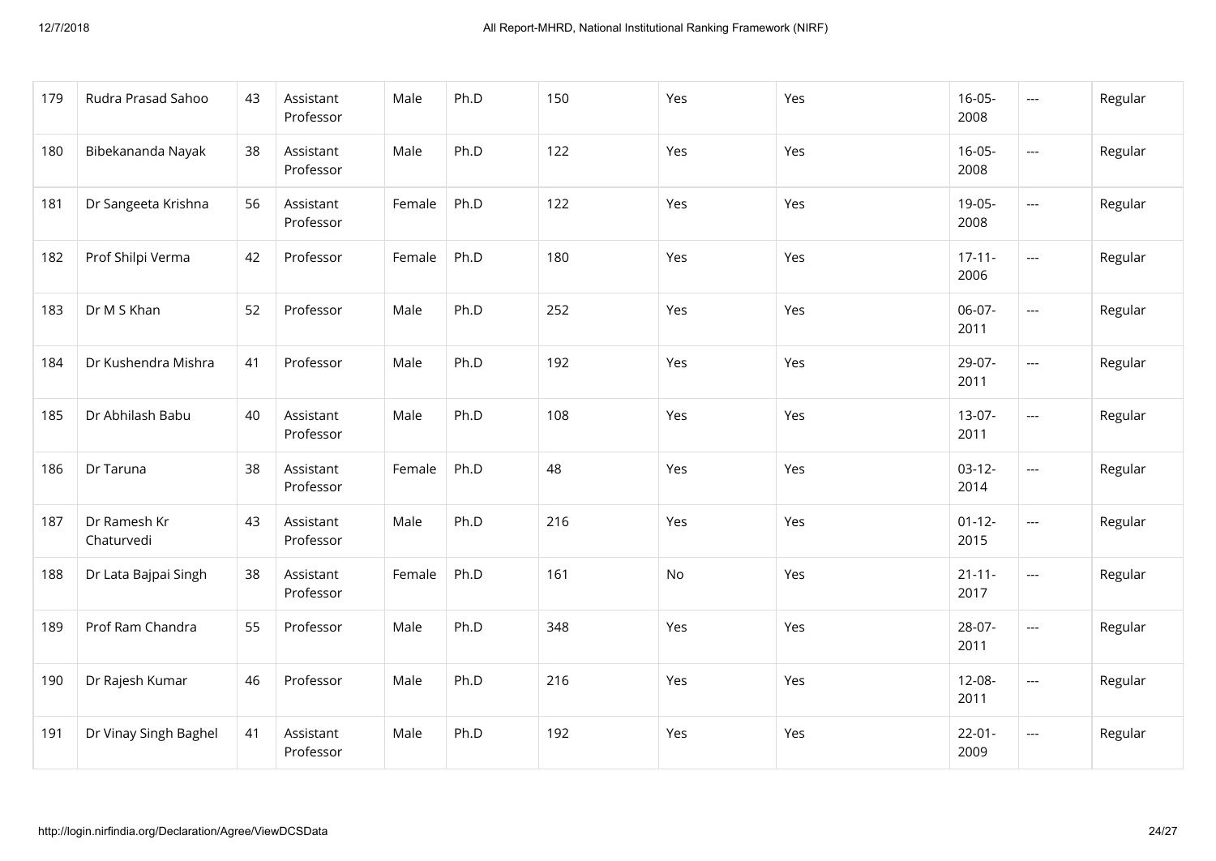| 179 | Rudra Prasad Sahoo | 43 | Assistant Professor | Male | Ph.D | 150 | Yes | Yes | 16-05-2008 | --- | Regular |
|---|---|---|---|---|---|---|---|---|---|---|---|
| 180 | Bibekananda Nayak | 38 | Assistant Professor | Male | Ph.D | 122 | Yes | Yes | 16-05-2008 | --- | Regular |
| 181 | Dr Sangeeta Krishna | 56 | Assistant Professor | Female | Ph.D | 122 | Yes | Yes | 19-05-2008 | --- | Regular |
| 182 | Prof Shilpi Verma | 42 | Professor | Female | Ph.D | 180 | Yes | Yes | 17-11-2006 | --- | Regular |
| 183 | Dr M S Khan | 52 | Professor | Male | Ph.D | 252 | Yes | Yes | 06-07-2011 | --- | Regular |
| 184 | Dr Kushendra Mishra | 41 | Professor | Male | Ph.D | 192 | Yes | Yes | 29-07-2011 | --- | Regular |
| 185 | Dr Abhilash Babu | 40 | Assistant Professor | Male | Ph.D | 108 | Yes | Yes | 13-07-2011 | --- | Regular |
| 186 | Dr Taruna | 38 | Assistant Professor | Female | Ph.D | 48 | Yes | Yes | 03-12-2014 | --- | Regular |
| 187 | Dr Ramesh Kr Chaturvedi | 43 | Assistant Professor | Male | Ph.D | 216 | Yes | Yes | 01-12-2015 | --- | Regular |
| 188 | Dr Lata Bajpai Singh | 38 | Assistant Professor | Female | Ph.D | 161 | No | Yes | 21-11-2017 | --- | Regular |
| 189 | Prof Ram Chandra | 55 | Professor | Male | Ph.D | 348 | Yes | Yes | 28-07-2011 | --- | Regular |
| 190 | Dr Rajesh Kumar | 46 | Professor | Male | Ph.D | 216 | Yes | Yes | 12-08-2011 | --- | Regular |
| 191 | Dr Vinay Singh Baghel | 41 | Assistant Professor | Male | Ph.D | 192 | Yes | Yes | 22-01-2009 | --- | Regular |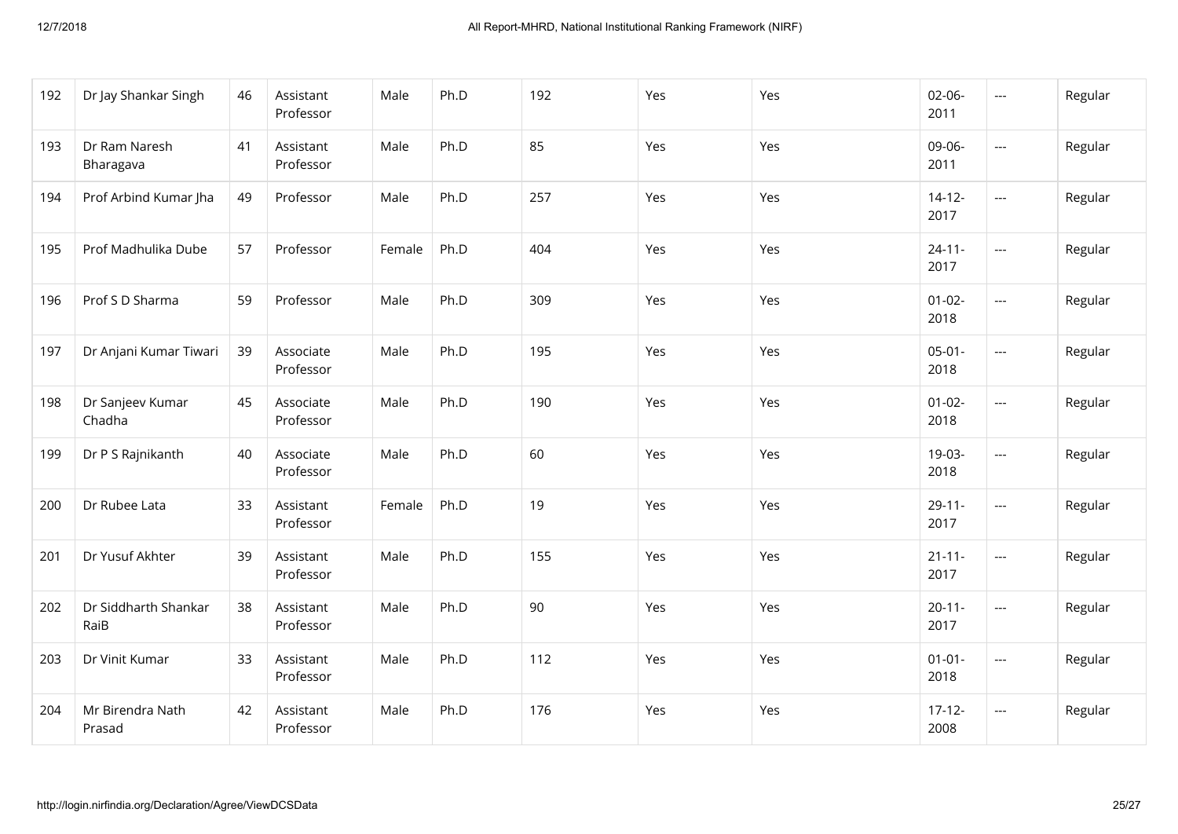| | | | | | | | | | | | |
|---|---|---|---|---|---|---|---|---|---|---|---|
| 192 | Dr Jay Shankar Singh | 46 | Assistant Professor | Male | Ph.D | 192 | Yes | Yes | 02-06-2011 | --- | Regular |
| 193 | Dr Ram Naresh Bharagava | 41 | Assistant Professor | Male | Ph.D | 85 | Yes | Yes | 09-06-2011 | --- | Regular |
| 194 | Prof Arbind Kumar Jha | 49 | Professor | Male | Ph.D | 257 | Yes | Yes | 14-12-2017 | --- | Regular |
| 195 | Prof Madhulika Dube | 57 | Professor | Female | Ph.D | 404 | Yes | Yes | 24-11-2017 | --- | Regular |
| 196 | Prof S D Sharma | 59 | Professor | Male | Ph.D | 309 | Yes | Yes | 01-02-2018 | --- | Regular |
| 197 | Dr Anjani Kumar Tiwari | 39 | Associate Professor | Male | Ph.D | 195 | Yes | Yes | 05-01-2018 | --- | Regular |
| 198 | Dr Sanjeev Kumar Chadha | 45 | Associate Professor | Male | Ph.D | 190 | Yes | Yes | 01-02-2018 | --- | Regular |
| 199 | Dr P S Rajnikanth | 40 | Associate Professor | Male | Ph.D | 60 | Yes | Yes | 19-03-2018 | --- | Regular |
| 200 | Dr Rubee Lata | 33 | Assistant Professor | Female | Ph.D | 19 | Yes | Yes | 29-11-2017 | --- | Regular |
| 201 | Dr Yusuf Akhter | 39 | Assistant Professor | Male | Ph.D | 155 | Yes | Yes | 21-11-2017 | --- | Regular |
| 202 | Dr Siddharth Shankar RaiB | 38 | Assistant Professor | Male | Ph.D | 90 | Yes | Yes | 20-11-2017 | --- | Regular |
| 203 | Dr Vinit Kumar | 33 | Assistant Professor | Male | Ph.D | 112 | Yes | Yes | 01-01-2018 | --- | Regular |
| 204 | Mr Birendra Nath Prasad | 42 | Assistant Professor | Male | Ph.D | 176 | Yes | Yes | 17-12-2008 | --- | Regular |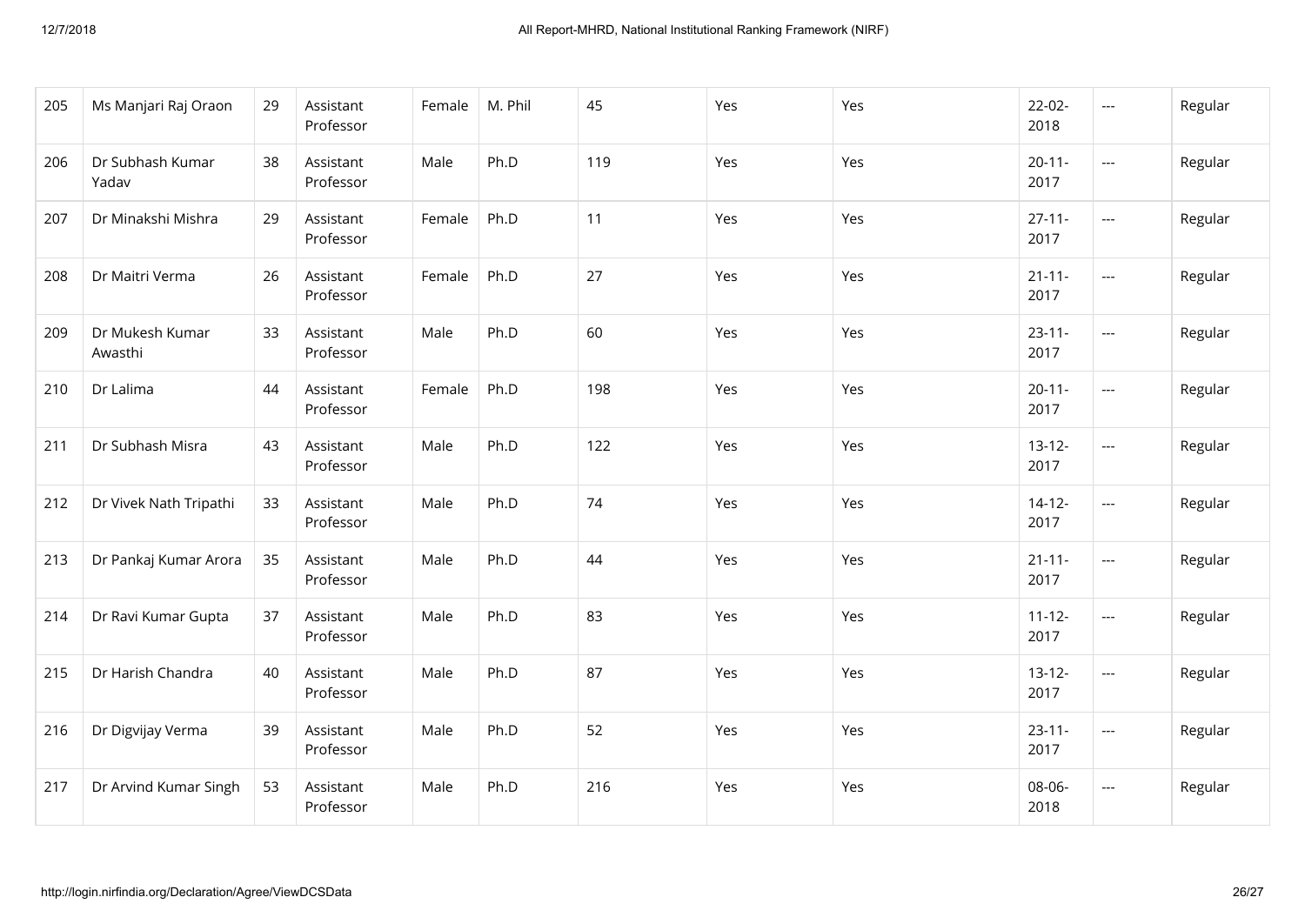| 205 | Ms Manjari Raj Oraon | 29 | Assistant Professor | Female | M. Phil | 45 | Yes | Yes | 22-02-2018 | --- | Regular |
|---|---|---|---|---|---|---|---|---|---|---|---|
| 206 | Dr Subhash Kumar Yadav | 38 | Assistant Professor | Male | Ph.D | 119 | Yes | Yes | 20-11-2017 | --- | Regular |
| 207 | Dr Minakshi Mishra | 29 | Assistant Professor | Female | Ph.D | 11 | Yes | Yes | 27-11-2017 | --- | Regular |
| 208 | Dr Maitri Verma | 26 | Assistant Professor | Female | Ph.D | 27 | Yes | Yes | 21-11-2017 | --- | Regular |
| 209 | Dr Mukesh Kumar Awasthi | 33 | Assistant Professor | Male | Ph.D | 60 | Yes | Yes | 23-11-2017 | --- | Regular |
| 210 | Dr Lalima | 44 | Assistant Professor | Female | Ph.D | 198 | Yes | Yes | 20-11-2017 | --- | Regular |
| 211 | Dr Subhash Misra | 43 | Assistant Professor | Male | Ph.D | 122 | Yes | Yes | 13-12-2017 | --- | Regular |
| 212 | Dr Vivek Nath Tripathi | 33 | Assistant Professor | Male | Ph.D | 74 | Yes | Yes | 14-12-2017 | --- | Regular |
| 213 | Dr Pankaj Kumar Arora | 35 | Assistant Professor | Male | Ph.D | 44 | Yes | Yes | 21-11-2017 | --- | Regular |
| 214 | Dr Ravi Kumar Gupta | 37 | Assistant Professor | Male | Ph.D | 83 | Yes | Yes | 11-12-2017 | --- | Regular |
| 215 | Dr Harish Chandra | 40 | Assistant Professor | Male | Ph.D | 87 | Yes | Yes | 13-12-2017 | --- | Regular |
| 216 | Dr Digvijay Verma | 39 | Assistant Professor | Male | Ph.D | 52 | Yes | Yes | 23-11-2017 | --- | Regular |
| 217 | Dr Arvind Kumar Singh | 53 | Assistant Professor | Male | Ph.D | 216 | Yes | Yes | 08-06-2018 | --- | Regular |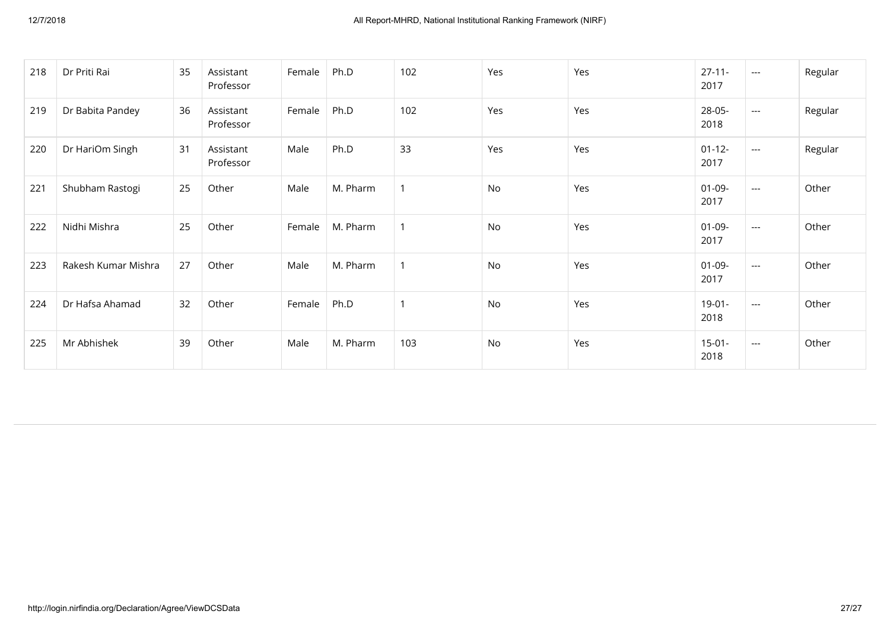| | | | | | | | | | | | |
|---|---|---|---|---|---|---|---|---|---|---|---|
| 218 | Dr Priti Rai | 35 | Assistant Professor | Female | Ph.D | 102 | Yes | Yes | 27-11-2017 | --- | Regular |
| 219 | Dr Babita Pandey | 36 | Assistant Professor | Female | Ph.D | 102 | Yes | Yes | 28-05-2018 | --- | Regular |
| 220 | Dr HariOm Singh | 31 | Assistant Professor | Male | Ph.D | 33 | Yes | Yes | 01-12-2017 | --- | Regular |
| 221 | Shubham Rastogi | 25 | Other | Male | M. Pharm | 1 | No | Yes | 01-09-2017 | --- | Other |
| 222 | Nidhi Mishra | 25 | Other | Female | M. Pharm | 1 | No | Yes | 01-09-2017 | --- | Other |
| 223 | Rakesh Kumar Mishra | 27 | Other | Male | M. Pharm | 1 | No | Yes | 01-09-2017 | --- | Other |
| 224 | Dr Hafsa Ahamad | 32 | Other | Female | Ph.D | 1 | No | Yes | 19-01-2018 | --- | Other |
| 225 | Mr Abhishek | 39 | Other | Male | M. Pharm | 103 | No | Yes | 15-01-2018 | --- | Other |